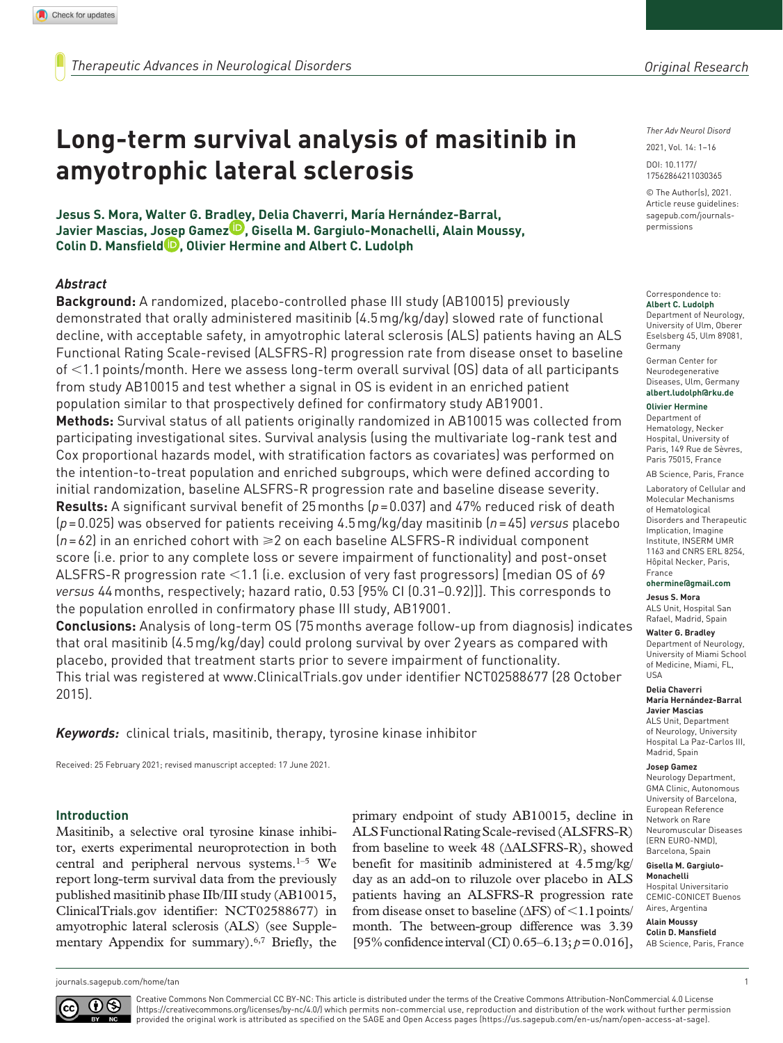# Long-term survival analysis of masitinib in amyotrophic lateral sclerosis

**Jesus S. Mora, Walter G. Bradley, Delia Chaverri, María Hernández-Barral, Javier Mascias, Josep Gamez, Gisella M. Gargiulo-Monachelli, Alain Moussy, Colin D. Mansfield, Olivier Hermine and Albert C. Ludolph**

Ther Adv Neurol Disord

2021, Vol. 14: 1–16

DOI: 10.1177/17562864211030365

© The Author(s), 2021. Article reuse guidelines: sagepub.com/journals-permissions

## Abstract

**Background:** A randomized, placebo-controlled phase III study (AB10015) previously demonstrated that orally administered masitinib (4.5 mg/kg/day) slowed rate of functional decline, with acceptable safety, in amyotrophic lateral sclerosis (ALS) patients having an ALS Functional Rating Scale-revised (ALSFRS-R) progression rate from disease onset to baseline of <1.1 points/month. Here we assess long-term overall survival (OS) data of all participants from study AB10015 and test whether a signal in OS is evident in an enriched patient population similar to that prospectively defined for confirmatory study AB19001.

**Methods:** Survival status of all patients originally randomized in AB10015 was collected from participating investigational sites. Survival analysis (using the multivariate log-rank test and Cox proportional hazards model, with stratification factors as covariates) was performed on the intention-to-treat population and enriched subgroups, which were defined according to initial randomization, baseline ALSFRS-R progression rate and baseline disease severity.

**Results:** A significant survival benefit of 25 months ($p = 0.037$) and 47% reduced risk of death ($p = 0.025$) was observed for patients receiving 4.5 mg/kg/day masitinib ($n = 45$) *versus* placebo ($n = 62$) in an enriched cohort with ⩾2 on each baseline ALSFRS-R individual component score (i.e. prior to any complete loss or severe impairment of functionality) and post-onset ALSFRS-R progression rate <1.1 (i.e. exclusion of very fast progressors) [median OS of 69 *versus* 44 months, respectively; hazard ratio, 0.53 (95% CI (0.31–0.92))]. This corresponds to the population enrolled in confirmatory phase III study, AB19001.

**Conclusions:** Analysis of long-term OS (75 months average follow-up from diagnosis) indicates that oral masitinib (4.5 mg/kg/day) could prolong survival by over 2 years as compared with placebo, provided that treatment starts prior to severe impairment of functionality.
This trial was registered at www.ClinicalTrials.gov under identifier NCT02588677 (28 October 2015).

*Keywords:* clinical trials, masitinib, therapy, tyrosine kinase inhibitor

Received: 25 February 2021; revised manuscript accepted: 17 June 2021.

Correspondence to:
**Albert C. Ludolph**
Department of Neurology, University of Ulm, Oberer Eselsberg 45, Ulm 89081, Germany
German Center for Neurodegenerative Diseases, Ulm, Germany
**albert.ludolph@rku.de**

**Olivier Hermine**
Department of Hematology, Necker Hospital, University of Paris, 149 Rue de Sèvres, Paris 75015, France
AB Science, Paris, France
Laboratory of Cellular and Molecular Mechanisms of Hematological Disorders and Therapeutic Implication, Imagine Institute, INSERM UMR 1163 and CNRS ERL 8254, Hôpital Necker, Paris, France
**ohermine@gmail.com**

**Jesus S. Mora**
ALS Unit, Hospital San Rafael, Madrid, Spain

**Walter G. Bradley**
Department of Neurology, University of Miami School of Medicine, Miami, FL, USA

**Delia Chaverri**
**María Hernández-Barral**
**Javier Mascias**
ALS Unit, Department of Neurology, University Hospital La Paz-Carlos III, Madrid, Spain

**Josep Gamez**
Neurology Department, GMA Clinic, Autonomous University of Barcelona, European Reference Network on Rare Neuromuscular Diseases (ERN EURO-NMD), Barcelona, Spain

**Gisella M. Gargiulo-Monachelli**
Hospital Universitario CEMIC-CONICET Buenos Aires, Argentina

**Alain Moussy**
**Colin D. Mansfield**
AB Science, Paris, France

## Introduction

Masitinib, a selective oral tyrosine kinase inhibitor, exerts experimental neuroprotection in both central and peripheral nervous systems.[1–5] We report long-term survival data from the previously published masitinib phase IIb/III study (AB10015, ClinicalTrials.gov identifier: NCT02588677) in amyotrophic lateral sclerosis (ALS) (see Supplementary Appendix for summary).[6,7] Briefly, the primary endpoint of study AB10015, decline in ALS Functional Rating Scale-revised (ALSFRS-R) from baseline to week 48 (ΔALSFRS-R), showed benefit for masitinib administered at 4.5 mg/kg/day as an add-on to riluzole over placebo in ALS patients having an ALSFRS-R progression rate from disease onset to baseline (ΔFS) of <1.1 points/month. The between-group difference was 3.39 [95% confidence interval (CI) 0.65–6.13; $p = 0.016$],

Creative Commons Non Commercial CC BY-NC: This article is distributed under the terms of the Creative Commons Attribution-NonCommercial 4.0 License (https://creativecommons.org/licenses/by-nc/4.0/) which permits non-commercial use, reproduction and distribution of the work without further permission provided the original work is attributed as specified on the SAGE and Open Access pages (https://us.sagepub.com/en-us/nam/open-access-at-sage).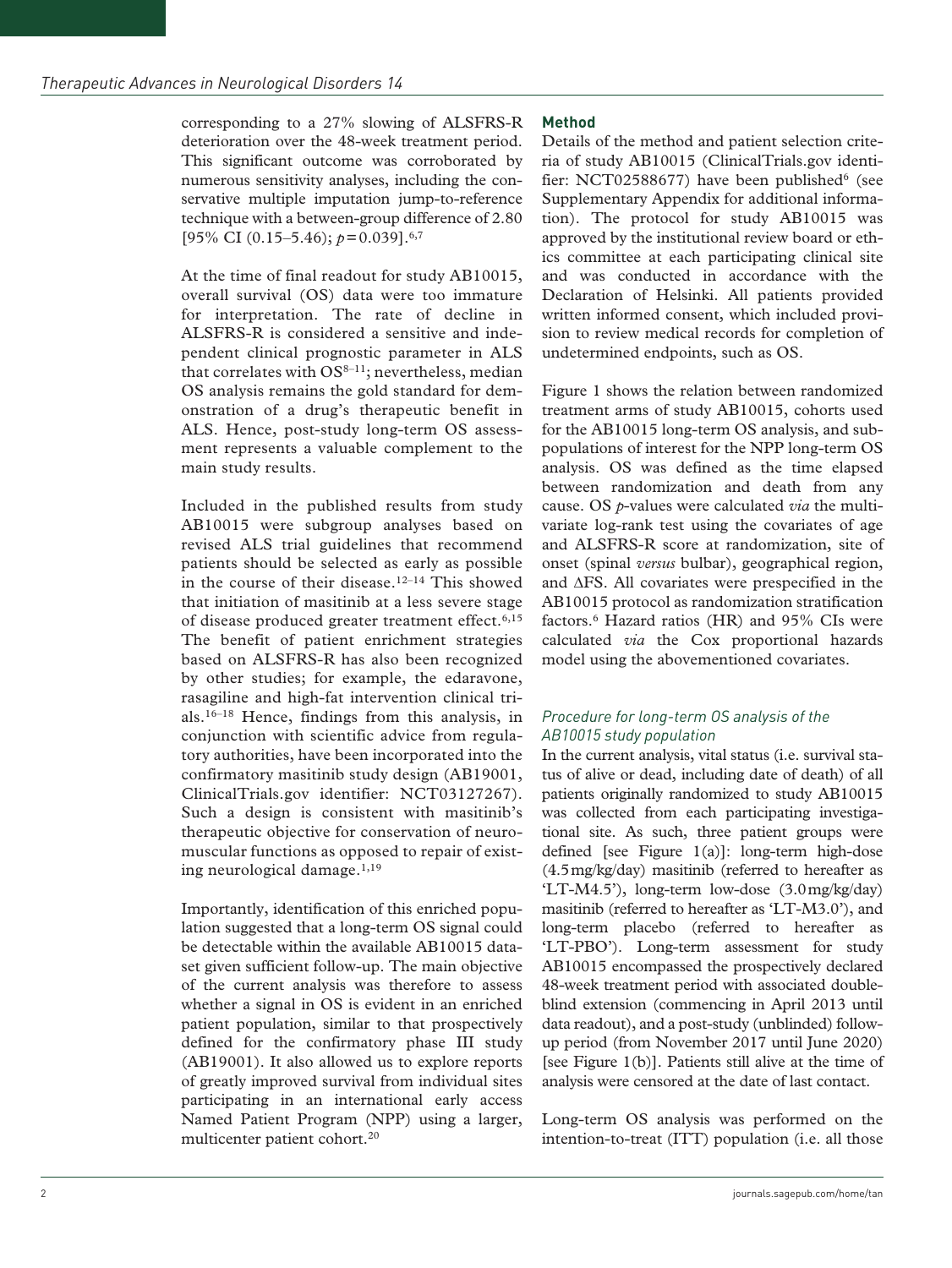corresponding to a 27% slowing of ALSFRS-R deterioration over the 48-week treatment period. This significant outcome was corroborated by numerous sensitivity analyses, including the conservative multiple imputation jump-to-reference technique with a between-group difference of 2.80 [95% CI (0.15–5.46); $p=0.039$].[6,7]

At the time of final readout for study AB10015, overall survival (OS) data were too immature for interpretation. The rate of decline in ALSFRS-R is considered a sensitive and independent clinical prognostic parameter in ALS that correlates with OS[8–11]; nevertheless, median OS analysis remains the gold standard for demonstration of a drug's therapeutic benefit in ALS. Hence, post-study long-term OS assessment represents a valuable complement to the main study results.

Included in the published results from study AB10015 were subgroup analyses based on revised ALS trial guidelines that recommend patients should be selected as early as possible in the course of their disease.[12–14] This showed that initiation of masitinib at a less severe stage of disease produced greater treatment effect.[6,15] The benefit of patient enrichment strategies based on ALSFRS-R has also been recognized by other studies; for example, the edaravone, rasagiline and high-fat intervention clinical trials.[16–18] Hence, findings from this analysis, in conjunction with scientific advice from regulatory authorities, have been incorporated into the confirmatory masitinib study design (AB19001, ClinicalTrials.gov identifier: NCT03127267). Such a design is consistent with masitinib's therapeutic objective for conservation of neuromuscular functions as opposed to repair of existing neurological damage.[1,19]

Importantly, identification of this enriched population suggested that a long-term OS signal could be detectable within the available AB10015 dataset given sufficient follow-up. The main objective of the current analysis was therefore to assess whether a signal in OS is evident in an enriched patient population, similar to that prospectively defined for the confirmatory phase III study (AB19001). It also allowed us to explore reports of greatly improved survival from individual sites participating in an international early access Named Patient Program (NPP) using a larger, multicenter patient cohort.[20]

## Method

Details of the method and patient selection criteria of study AB10015 (ClinicalTrials.gov identifier: NCT02588677) have been published[6] (see Supplementary Appendix for additional information). The protocol for study AB10015 was approved by the institutional review board or ethics committee at each participating clinical site and was conducted in accordance with the Declaration of Helsinki. All patients provided written informed consent, which included provision to review medical records for completion of undetermined endpoints, such as OS.

Figure 1 shows the relation between randomized treatment arms of study AB10015, cohorts used for the AB10015 long-term OS analysis, and subpopulations of interest for the NPP long-term OS analysis. OS was defined as the time elapsed between randomization and death from any cause. OS $p$-values were calculated *via* the multivariate log-rank test using the covariates of age and ALSFRS-R score at randomization, site of onset (spinal *versus* bulbar), geographical region, and ΔFS. All covariates were prespecified in the AB10015 protocol as randomization stratification factors.[6] Hazard ratios (HR) and 95% CIs were calculated *via* the Cox proportional hazards model using the abovementioned covariates.

### *Procedure for long-term OS analysis of the AB10015 study population*

In the current analysis, vital status (i.e. survival status of alive or dead, including date of death) of all patients originally randomized to study AB10015 was collected from each participating investigational site. As such, three patient groups were defined [see Figure 1(a)]: long-term high-dose (4.5 mg/kg/day) masitinib (referred to hereafter as 'LT-M4.5'), long-term low-dose (3.0 mg/kg/day) masitinib (referred to hereafter as 'LT-M3.0'), and long-term placebo (referred to hereafter as 'LT-PBO'). Long-term assessment for study AB10015 encompassed the prospectively declared 48-week treatment period with associated double-blind extension (commencing in April 2013 until data readout), and a post-study (unblinded) follow-up period (from November 2017 until June 2020) [see Figure 1(b)]. Patients still alive at the time of analysis were censored at the date of last contact.

Long-term OS analysis was performed on the intention-to-treat (ITT) population (i.e. all those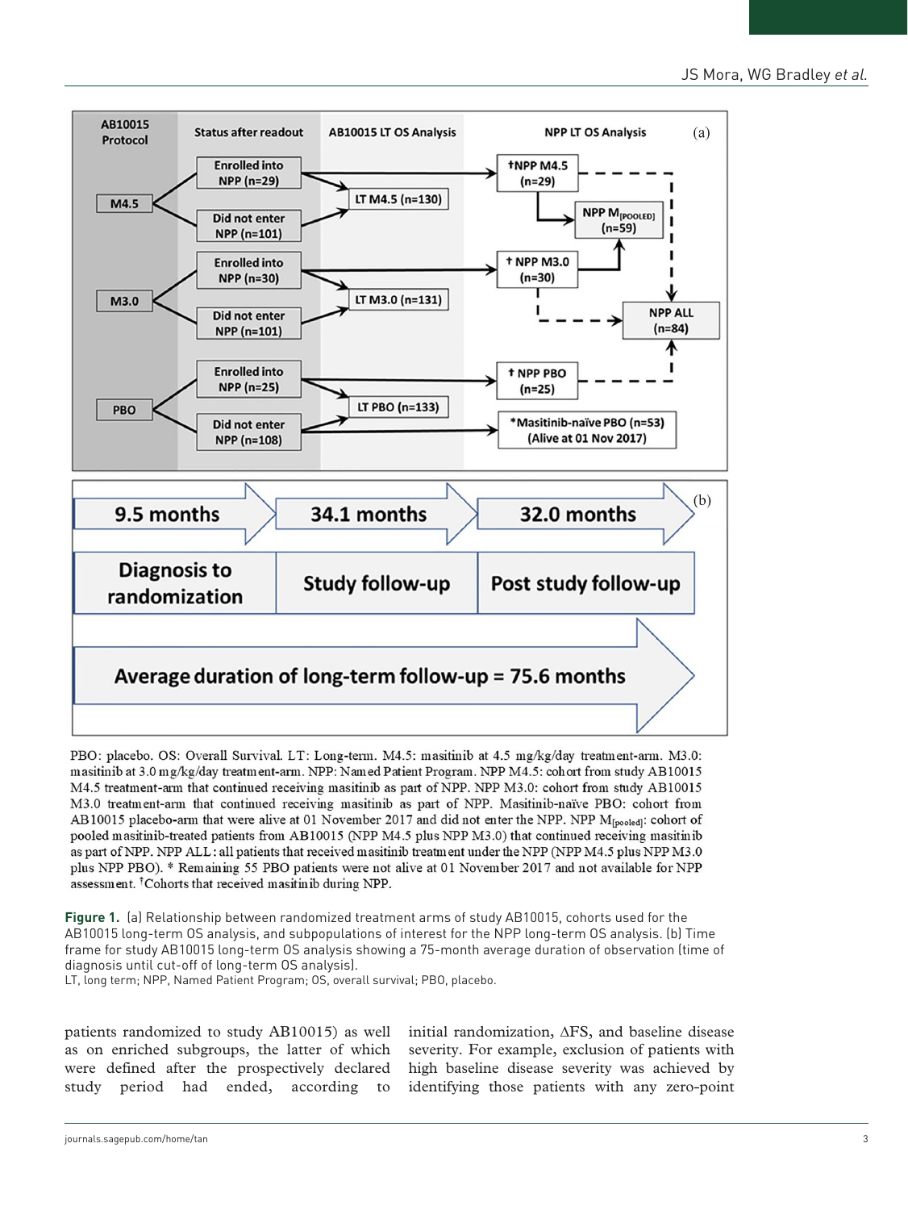PBO: placebo. OS: Overall Survival. LT: Long-term. M4.5: masitinib at 4.5 mg/kg/day treatment-arm. M3.0: masitinib at 3.0 mg/kg/day treatment-arm. NPP: Named Patient Program. NPP M4.5: cohort from study AB10015 M4.5 treatment-arm that continued receiving masitinib as part of NPP. NPP M3.0: cohort from study AB10015 M3.0 treatment-arm that continued receiving masitinib as part of NPP. Masitinib-naïve PBO: cohort from AB10015 placebo-arm that were alive at 01 November 2017 and did not enter the NPP. NPP $M_{[pooled]}$: cohort of pooled masitinib-treated patients from AB10015 (NPP M4.5 plus NPP M3.0) that continued receiving masitinib as part of NPP. NPP ALL: all patients that received masitinib treatment under the NPP (NPP M4.5 plus NPP M3.0 plus NPP PBO). * Remaining 55 PBO patients were not alive at 01 November 2017 and not available for NPP assessment. †Cohorts that received masitinib during NPP.

**Figure 1.** (a) Relationship between randomized treatment arms of study AB10015, cohorts used for the AB10015 long-term OS analysis, and subpopulations of interest for the NPP long-term OS analysis. (b) Time frame for study AB10015 long-term OS analysis showing a 75-month average duration of observation (time of diagnosis until cut-off of long-term OS analysis).
LT, long term; NPP, Named Patient Program; OS, overall survival; PBO, placebo.

patients randomized to study AB10015) as well as on enriched subgroups, the latter of which were defined after the prospectively declared study period had ended, according to initial randomization, ΔFS, and baseline disease severity. For example, exclusion of patients with high baseline disease severity was achieved by identifying those patients with any zero-point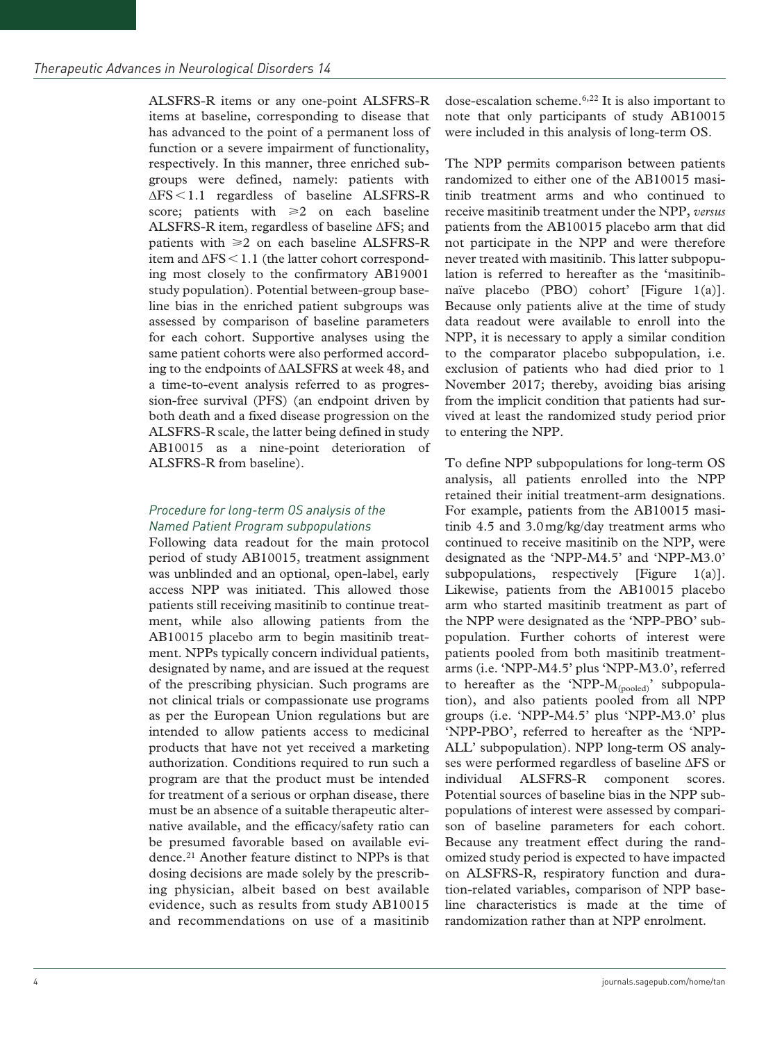ALSFRS-R items or any one-point ALSFRS-R items at baseline, corresponding to disease that has advanced to the point of a permanent loss of function or a severe impairment of functionality, respectively. In this manner, three enriched subgroups were defined, namely: patients with $\Delta FS < 1.1$ regardless of baseline ALSFRS-R score; patients with $\geqslant 2$ on each baseline ALSFRS-R item, regardless of baseline $\Delta FS$; and patients with $\geqslant 2$ on each baseline ALSFRS-R item and $\Delta FS < 1.1$ (the latter cohort corresponding most closely to the confirmatory AB19001 study population). Potential between-group baseline bias in the enriched patient subgroups was assessed by comparison of baseline parameters for each cohort. Supportive analyses using the same patient cohorts were also performed according to the endpoints of $\Delta$ALSFRS at week 48, and a time-to-event analysis referred to as progression-free survival (PFS) (an endpoint driven by both death and a fixed disease progression on the ALSFRS-R scale, the latter being defined in study AB10015 as a nine-point deterioration of ALSFRS-R from baseline).

### *Procedure for long-term OS analysis of the Named Patient Program subpopulations*

Following data readout for the main protocol period of study AB10015, treatment assignment was unblinded and an optional, open-label, early access NPP was initiated. This allowed those patients still receiving masitinib to continue treatment, while also allowing patients from the AB10015 placebo arm to begin masitinib treatment. NPPs typically concern individual patients, designated by name, and are issued at the request of the prescribing physician. Such programs are not clinical trials or compassionate use programs as per the European Union regulations but are intended to allow patients access to medicinal products that have not yet received a marketing authorization. Conditions required to run such a program are that the product must be intended for treatment of a serious or orphan disease, there must be an absence of a suitable therapeutic alternative available, and the efficacy/safety ratio can be presumed favorable based on available evidence.[21] Another feature distinct to NPPs is that dosing decisions are made solely by the prescribing physician, albeit based on best available evidence, such as results from study AB10015 and recommendations on use of a masitinib dose-escalation scheme.[6,22] It is also important to note that only participants of study AB10015 were included in this analysis of long-term OS.

The NPP permits comparison between patients randomized to either one of the AB10015 masitinib treatment arms and who continued to receive masitinib treatment under the NPP, *versus* patients from the AB10015 placebo arm that did not participate in the NPP and were therefore never treated with masitinib. This latter subpopulation is referred to hereafter as the 'masitinib-naïve placebo (PBO) cohort' [Figure 1(a)]. Because only patients alive at the time of study data readout were available to enroll into the NPP, it is necessary to apply a similar condition to the comparator placebo subpopulation, i.e. exclusion of patients who had died prior to 1 November 2017; thereby, avoiding bias arising from the implicit condition that patients had survived at least the randomized study period prior to entering the NPP.

To define NPP subpopulations for long-term OS analysis, all patients enrolled into the NPP retained their initial treatment-arm designations. For example, patients from the AB10015 masitinib 4.5 and 3.0 mg/kg/day treatment arms who continued to receive masitinib on the NPP, were designated as the 'NPP-M4.5' and 'NPP-M3.0' subpopulations, respectively [Figure 1(a)]. Likewise, patients from the AB10015 placebo arm who started masitinib treatment as part of the NPP were designated as the 'NPP-PBO' subpopulation. Further cohorts of interest were patients pooled from both masitinib treatment-arms (i.e. 'NPP-M4.5' plus 'NPP-M3.0', referred to hereafter as the '$\text{NPP-M}_{(\text{pooled})}$' subpopulation), and also patients pooled from all NPP groups (i.e. 'NPP-M4.5' plus 'NPP-M3.0' plus 'NPP-PBO', referred to hereafter as the 'NPP-ALL' subpopulation). NPP long-term OS analyses were performed regardless of baseline $\Delta FS$ or individual ALSFRS-R component scores. Potential sources of baseline bias in the NPP subpopulations of interest were assessed by comparison of baseline parameters for each cohort. Because any treatment effect during the randomized study period is expected to have impacted on ALSFRS-R, respiratory function and duration-related variables, comparison of NPP baseline characteristics is made at the time of randomization rather than at NPP enrolment.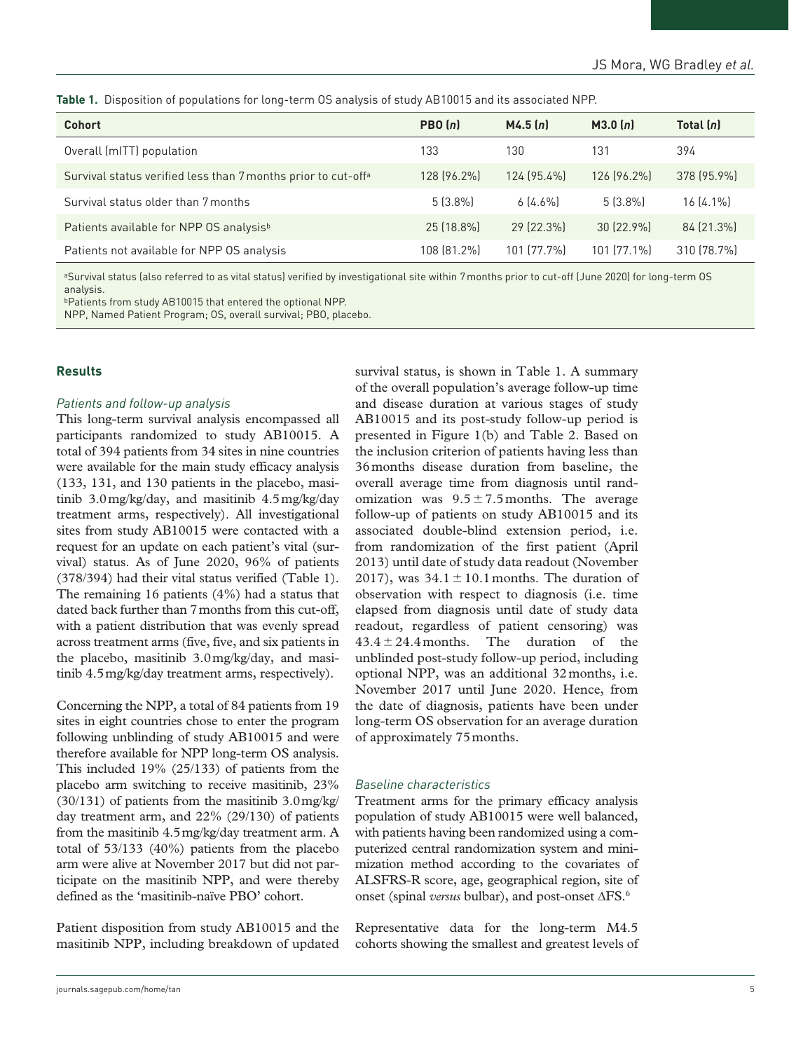**Table 1.** Disposition of populations for long-term OS analysis of study AB10015 and its associated NPP.

| Cohort | PBO (*n*) | M4.5 (*n*) | M3.0 (*n*) | Total (*n*) |
|---|---|---|---|---|
| Overall (mITT) population | 133 | 130 | 131 | 394 |
| Survival status verified less than 7 months prior to cut-off[a] | 128 (96.2%) | 124 (95.4%) | 126 (96.2%) | 378 (95.9%) |
| Survival status older than 7 months | 5 (3.8%) | 6 (4.6%) | 5 (3.8%) | 16 (4.1%) |
| Patients available for NPP OS analysis[b] | 25 (18.8%) | 29 (22.3%) | 30 (22.9%) | 84 (21.3%) |
| Patients not available for NPP OS analysis | 108 (81.2%) | 101 (77.7%) | 101 (77.1%) | 310 (78.7%) |

[a]Survival status (also referred to as vital status) verified by investigational site within 7 months prior to cut-off (June 2020) for long-term OS analysis.
[b]Patients from study AB10015 that entered the optional NPP.
NPP, Named Patient Program; OS, overall survival; PBO, placebo.

## Results

### *Patients and follow-up analysis*

This long-term survival analysis encompassed all participants randomized to study AB10015. A total of 394 patients from 34 sites in nine countries were available for the main study efficacy analysis (133, 131, and 130 patients in the placebo, masitinib 3.0 mg/kg/day, and masitinib 4.5 mg/kg/day treatment arms, respectively). All investigational sites from study AB10015 were contacted with a request for an update on each patient's vital (survival) status. As of June 2020, 96% of patients (378/394) had their vital status verified (Table 1). The remaining 16 patients (4%) had a status that dated back further than 7 months from this cut-off, with a patient distribution that was evenly spread across treatment arms (five, five, and six patients in the placebo, masitinib 3.0 mg/kg/day, and masitinib 4.5 mg/kg/day treatment arms, respectively).

Concerning the NPP, a total of 84 patients from 19 sites in eight countries chose to enter the program following unblinding of study AB10015 and were therefore available for NPP long-term OS analysis. This included 19% (25/133) of patients from the placebo arm switching to receive masitinib, 23% (30/131) of patients from the masitinib 3.0 mg/kg/day treatment arm, and 22% (29/130) of patients from the masitinib 4.5 mg/kg/day treatment arm. A total of 53/133 (40%) patients from the placebo arm were alive at November 2017 but did not participate on the masitinib NPP, and were thereby defined as the 'masitinib-naïve PBO' cohort.

Patient disposition from study AB10015 and the masitinib NPP, including breakdown of updated survival status, is shown in Table 1. A summary of the overall population's average follow-up time and disease duration at various stages of study AB10015 and its post-study follow-up period is presented in Figure 1(b) and Table 2. Based on the inclusion criterion of patients having less than 36 months disease duration from baseline, the overall average time from diagnosis until randomization was $9.5 \pm 7.5$ months. The average follow-up of patients on study AB10015 and its associated double-blind extension period, i.e. from randomization of the first patient (April 2013) until date of study data readout (November 2017), was $34.1 \pm 10.1$ months. The duration of observation with respect to diagnosis (i.e. time elapsed from diagnosis until date of study data readout, regardless of patient censoring) was $43.4 \pm 24.4$ months. The duration of the unblinded post-study follow-up period, including optional NPP, was an additional 32 months, i.e. November 2017 until June 2020. Hence, from the date of diagnosis, patients have been under long-term OS observation for an average duration of approximately 75 months.

### *Baseline characteristics*

Treatment arms for the primary efficacy analysis population of study AB10015 were well balanced, with patients having been randomized using a computerized central randomization system and minimization method according to the covariates of ALSFRS-R score, age, geographical region, site of onset (spinal *versus* bulbar), and post-onset ΔFS.[6]

Representative data for the long-term M4.5 cohorts showing the smallest and greatest levels of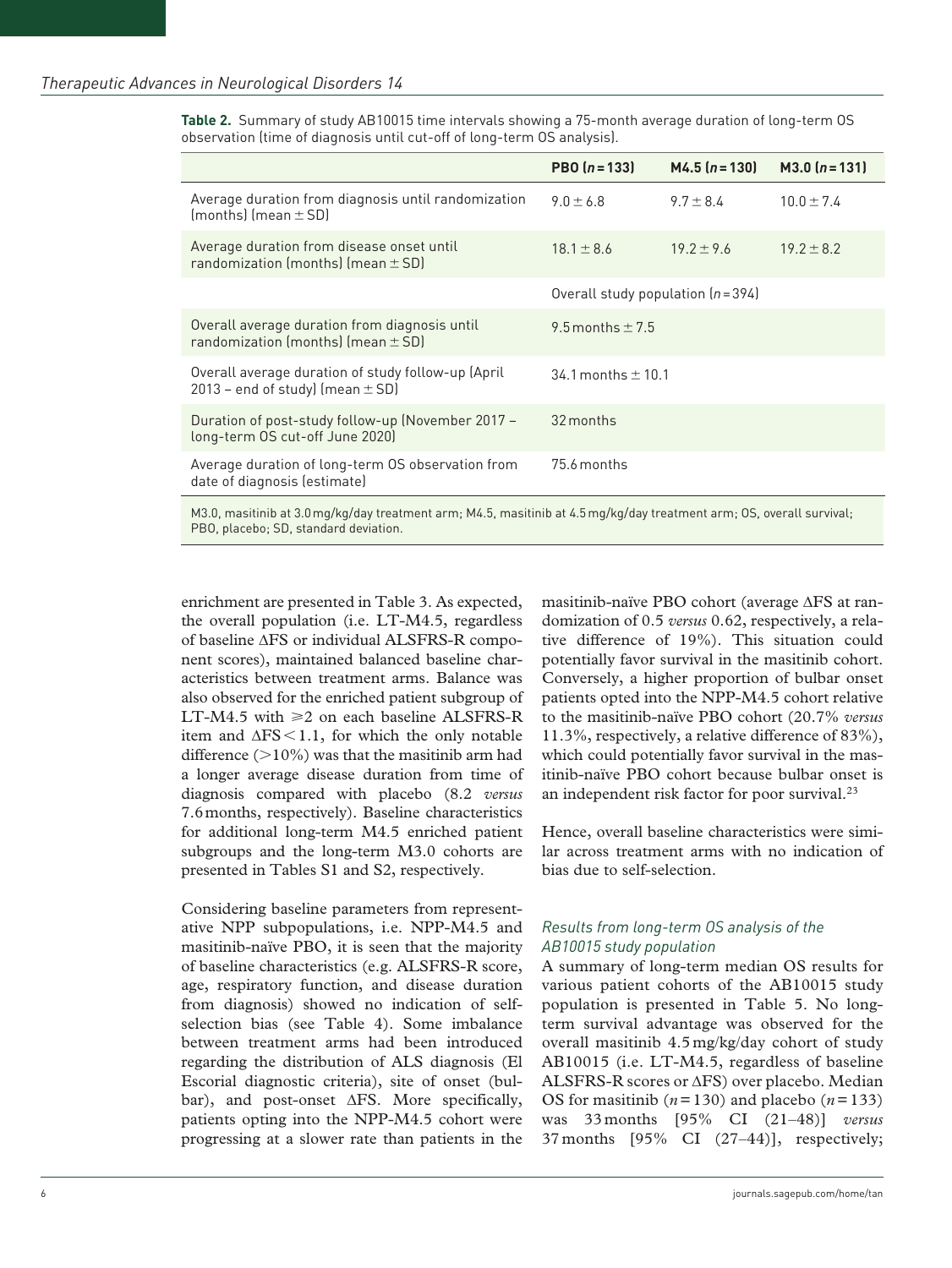**Table 2.** Summary of study AB10015 time intervals showing a 75-month average duration of long-term OS observation (time of diagnosis until cut-off of long-term OS analysis).

| | PBO ($n=133$) | M4.5 ($n=130$) | M3.0 ($n=131$) |
|---|---|---|---|
| Average duration from diagnosis until randomization (months) (mean ± SD) | 9.0 ± 6.8 | 9.7 ± 8.4 | 10.0 ± 7.4 |
| Average duration from disease onset until randomization (months) (mean ± SD) | 18.1 ± 8.6 | 19.2 ± 9.6 | 19.2 ± 8.2 |
| | Overall study population ($n=394$) | | |
| Overall average duration from diagnosis until randomization (months) (mean ± SD) | 9.5 months ± 7.5 | | |
| Overall average duration of study follow-up (April 2013 – end of study) (mean ± SD) | 34.1 months ± 10.1 | | |
| Duration of post-study follow-up (November 2017 – long-term OS cut-off June 2020) | 32 months | | |
| Average duration of long-term OS observation from date of diagnosis (estimate) | 75.6 months | | |

M3.0, masitinib at 3.0 mg/kg/day treatment arm; M4.5, masitinib at 4.5 mg/kg/day treatment arm; OS, overall survival; PBO, placebo; SD, standard deviation.

enrichment are presented in Table 3. As expected, the overall population (i.e. LT-M4.5, regardless of baseline ΔFS or individual ALSFRS-R component scores), maintained balanced baseline characteristics between treatment arms. Balance was also observed for the enriched patient subgroup of LT-M4.5 with ⩾2 on each baseline ALSFRS-R item and ΔFS < 1.1, for which the only notable difference (>10%) was that the masitinib arm had a longer average disease duration from time of diagnosis compared with placebo (8.2 *versus* 7.6 months, respectively). Baseline characteristics for additional long-term M4.5 enriched patient subgroups and the long-term M3.0 cohorts are presented in Tables S1 and S2, respectively.

Considering baseline parameters from representative NPP subpopulations, i.e. NPP-M4.5 and masitinib-naïve PBO, it is seen that the majority of baseline characteristics (e.g. ALSFRS-R score, age, respiratory function, and disease duration from diagnosis) showed no indication of self-selection bias (see Table 4). Some imbalance between treatment arms had been introduced regarding the distribution of ALS diagnosis (El Escorial diagnostic criteria), site of onset (bulbar), and post-onset ΔFS. More specifically, patients opting into the NPP-M4.5 cohort were progressing at a slower rate than patients in the masitinib-naïve PBO cohort (average ΔFS at randomization of 0.5 *versus* 0.62, respectively, a relative difference of 19%). This situation could potentially favor survival in the masitinib cohort. Conversely, a higher proportion of bulbar onset patients opted into the NPP-M4.5 cohort relative to the masitinib-naïve PBO cohort (20.7% *versus* 11.3%, respectively, a relative difference of 83%), which could potentially favor survival in the masitinib-naïve PBO cohort because bulbar onset is an independent risk factor for poor survival.[23]

Hence, overall baseline characteristics were similar across treatment arms with no indication of bias due to self-selection.

### *Results from long-term OS analysis of the AB10015 study population*

A summary of long-term median OS results for various patient cohorts of the AB10015 study population is presented in Table 5. No long-term survival advantage was observed for the overall masitinib 4.5 mg/kg/day cohort of study AB10015 (i.e. LT-M4.5, regardless of baseline ALSFRS-R scores or ΔFS) over placebo. Median OS for masitinib ($n=130$) and placebo ($n=133$) was 33 months [95% CI (21–48)] *versus* 37 months [95% CI (27–44)], respectively;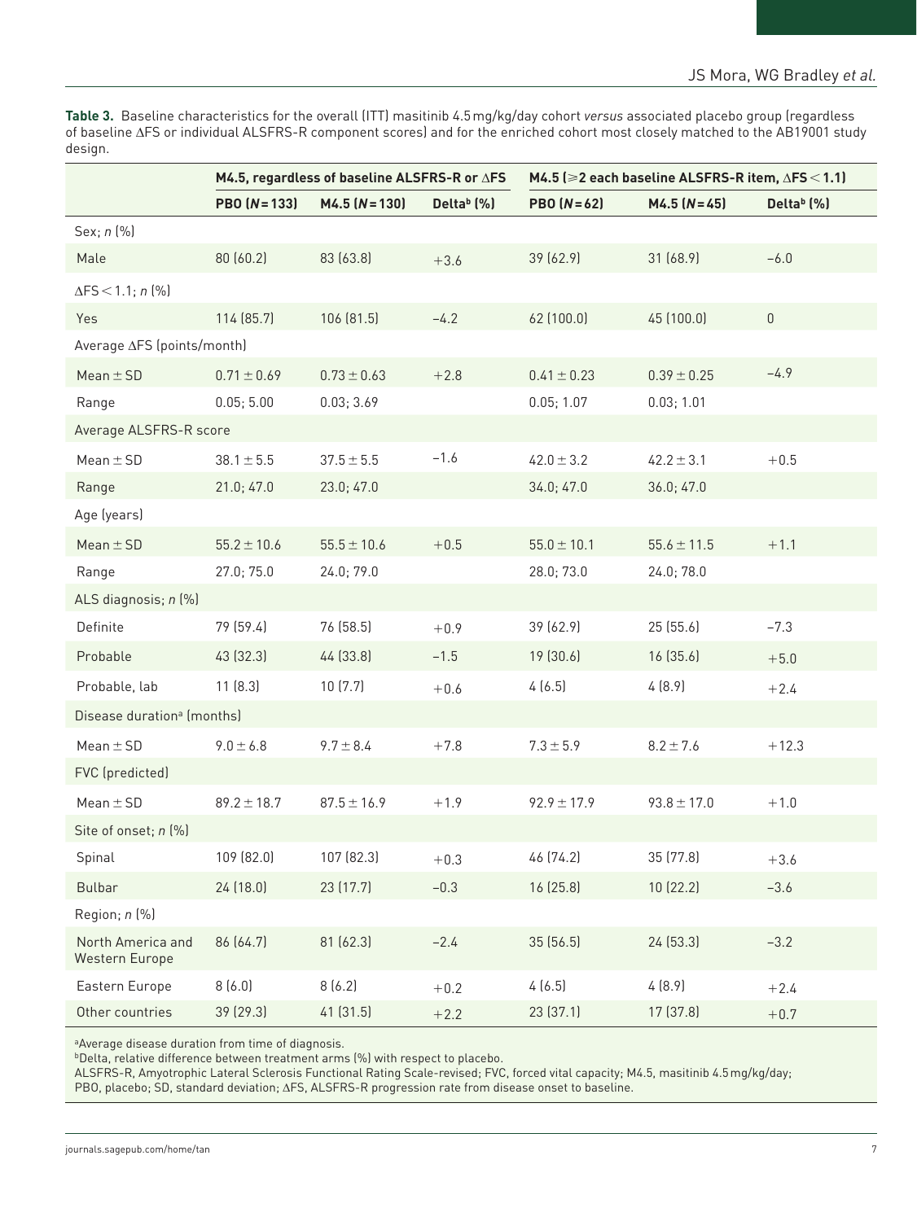**Table 3.** Baseline characteristics for the overall (ITT) masitinib 4.5 mg/kg/day cohort *versus* associated placebo group (regardless of baseline ΔFS or individual ALSFRS-R component scores) and for the enriched cohort most closely matched to the AB19001 study design.

| | M4.5, regardless of baseline ALSFRS-R or ΔFS | | | M4.5 (⩾2 each baseline ALSFRS-R item, ΔFS < 1.1) | | |
|---|---|---|---|---|---|---|
| | PBO (N = 133) | M4.5 (N = 130) | Delta[b] (%) | PBO (N = 62) | M4.5 (N = 45) | Delta[b] (%) |
| Sex; *n* (%) | | | | | | |
| Male | 80 (60.2) | 83 (63.8) | +3.6 | 39 (62.9) | 31 (68.9) | −6.0 |
| ΔFS < 1.1; *n* (%) | | | | | | |
| Yes | 114 (85.7) | 106 (81.5) | −4.2 | 62 (100.0) | 45 (100.0) | 0 |
| Average ΔFS (points/month) | | | | | | |
| Mean ± SD | 0.71 ± 0.69 | 0.73 ± 0.63 | +2.8 | 0.41 ± 0.23 | 0.39 ± 0.25 | −4.9 |
| Range | 0.05; 5.00 | 0.03; 3.69 | | 0.05; 1.07 | 0.03; 1.01 | |
| Average ALSFRS-R score | | | | | | |
| Mean ± SD | 38.1 ± 5.5 | 37.5 ± 5.5 | −1.6 | 42.0 ± 3.2 | 42.2 ± 3.1 | +0.5 |
| Range | 21.0; 47.0 | 23.0; 47.0 | | 34.0; 47.0 | 36.0; 47.0 | |
| Age (years) | | | | | | |
| Mean ± SD | 55.2 ± 10.6 | 55.5 ± 10.6 | +0.5 | 55.0 ± 10.1 | 55.6 ± 11.5 | +1.1 |
| Range | 27.0; 75.0 | 24.0; 79.0 | | 28.0; 73.0 | 24.0; 78.0 | |
| ALS diagnosis; *n* (%) | | | | | | |
| Definite | 79 (59.4) | 76 (58.5) | +0.9 | 39 (62.9) | 25 (55.6) | −7.3 |
| Probable | 43 (32.3) | 44 (33.8) | −1.5 | 19 (30.6) | 16 (35.6) | +5.0 |
| Probable, lab | 11 (8.3) | 10 (7.7) | +0.6 | 4 (6.5) | 4 (8.9) | +2.4 |
| Disease duration[a] (months) | | | | | | |
| Mean ± SD | 9.0 ± 6.8 | 9.7 ± 8.4 | +7.8 | 7.3 ± 5.9 | 8.2 ± 7.6 | +12.3 |
| FVC (predicted) | | | | | | |
| Mean ± SD | 89.2 ± 18.7 | 87.5 ± 16.9 | +1.9 | 92.9 ± 17.9 | 93.8 ± 17.0 | +1.0 |
| Site of onset; *n* (%) | | | | | | |
| Spinal | 109 (82.0) | 107 (82.3) | +0.3 | 46 (74.2) | 35 (77.8) | +3.6 |
| Bulbar | 24 (18.0) | 23 (17.7) | −0.3 | 16 (25.8) | 10 (22.2) | −3.6 |
| Region; *n* (%) | | | | | | |
| North America and Western Europe | 86 (64.7) | 81 (62.3) | −2.4 | 35 (56.5) | 24 (53.3) | −3.2 |
| Eastern Europe | 8 (6.0) | 8 (6.2) | +0.2 | 4 (6.5) | 4 (8.9) | +2.4 |
| Other countries | 39 (29.3) | 41 (31.5) | +2.2 | 23 (37.1) | 17 (37.8) | +0.7 |

[a]Average disease duration from time of diagnosis.
[b]Delta, relative difference between treatment arms (%) with respect to placebo.
ALSFRS-R, Amyotrophic Lateral Sclerosis Functional Rating Scale-revised; FVC, forced vital capacity; M4.5, masitinib 4.5 mg/kg/day; PBO, placebo; SD, standard deviation; ΔFS, ALSFRS-R progression rate from disease onset to baseline.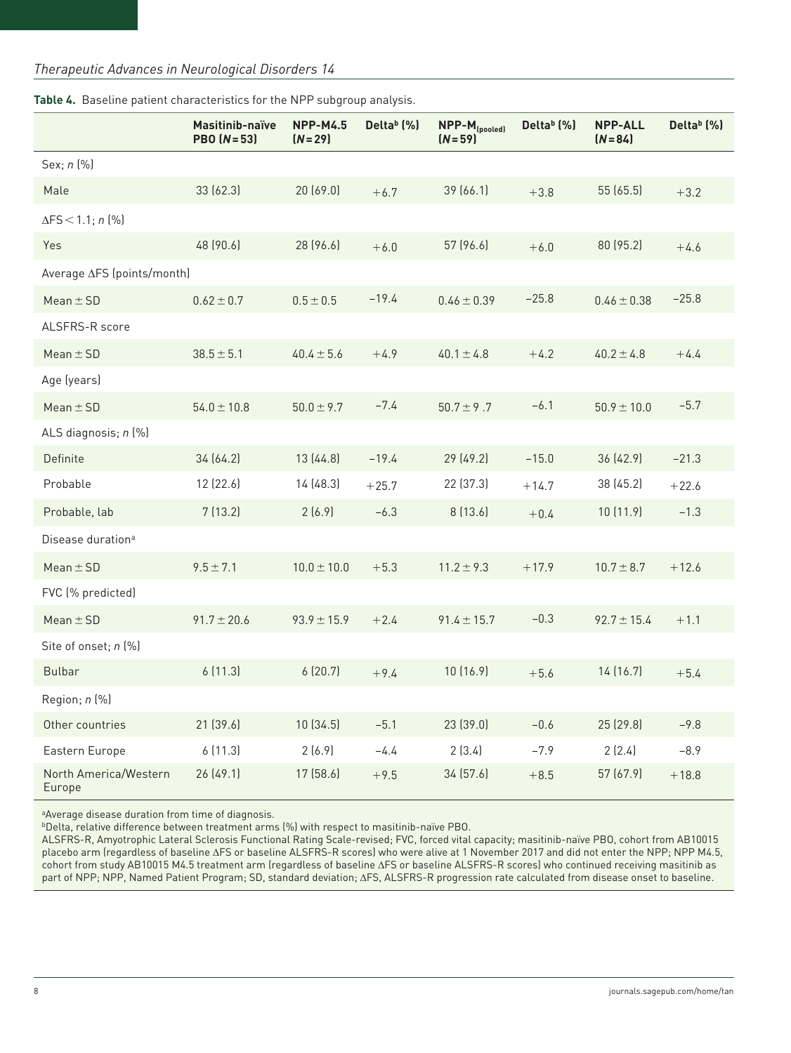**Table 4.** Baseline patient characteristics for the NPP subgroup analysis.

| | Masitinib-naïve PBO ($N=53$) | NPP-M4.5 ($N=29$) | Delta[b] (%) | NPP-$M_{(pooled)}$ ($N=59$) | Delta[b] (%) | NPP-ALL ($N=84$) | Delta[b] (%) |
|---|---|---|---|---|---|---|---|
| Sex; *n* (%) | | | | | | | |
| Male | 33 (62.3) | 20 (69.0) | +6.7 | 39 (66.1) | +3.8 | 55 (65.5) | +3.2 |
| ΔFS < 1.1; *n* (%) | | | | | | | |
| Yes | 48 (90.6) | 28 (96.6) | +6.0 | 57 (96.6) | +6.0 | 80 (95.2) | +4.6 |
| Average ΔFS (points/month) | | | | | | | |
| Mean ± SD | 0.62 ± 0.7 | 0.5 ± 0.5 | −19.4 | 0.46 ± 0.39 | −25.8 | 0.46 ± 0.38 | −25.8 |
| ALSFRS-R score | | | | | | | |
| Mean ± SD | 38.5 ± 5.1 | 40.4 ± 5.6 | +4.9 | 40.1 ± 4.8 | +4.2 | 40.2 ± 4.8 | +4.4 |
| Age (years) | | | | | | | |
| Mean ± SD | 54.0 ± 10.8 | 50.0 ± 9.7 | −7.4 | 50.7 ± 9 .7 | −6.1 | 50.9 ± 10.0 | −5.7 |
| ALS diagnosis; *n* (%) | | | | | | | |
| Definite | 34 (64.2) | 13 (44.8) | −19.4 | 29 (49.2) | −15.0 | 36 (42.9) | −21.3 |
| Probable | 12 (22.6) | 14 (48.3) | +25.7 | 22 (37.3) | +14.7 | 38 (45.2) | +22.6 |
| Probable, lab | 7 (13.2) | 2 (6.9) | −6.3 | 8 (13.6) | +0.4 | 10 (11.9) | −1.3 |
| Disease duration[a] | | | | | | | |
| Mean ± SD | 9.5 ± 7.1 | 10.0 ± 10.0 | +5.3 | 11.2 ± 9.3 | +17.9 | 10.7 ± 8.7 | +12.6 |
| FVC (% predicted) | | | | | | | |
| Mean ± SD | 91.7 ± 20.6 | 93.9 ± 15.9 | +2.4 | 91.4 ± 15.7 | −0.3 | 92.7 ± 15.4 | +1.1 |
| Site of onset; *n* (%) | | | | | | | |
| Bulbar | 6 (11.3) | 6 (20.7) | +9.4 | 10 (16.9) | +5.6 | 14 (16.7) | +5.4 |
| Region; *n* (%) | | | | | | | |
| Other countries | 21 (39.6) | 10 (34.5) | −5.1 | 23 (39.0) | −0.6 | 25 (29.8) | −9.8 |
| Eastern Europe | 6 (11.3) | 2 (6.9) | −4.4 | 2 (3.4) | −7.9 | 2 (2.4) | −8.9 |
| North America/Western Europe | 26 (49.1) | 17 (58.6) | +9.5 | 34 (57.6) | +8.5 | 57 (67.9) | +18.8 |

[a]Average disease duration from time of diagnosis.
[b]Delta, relative difference between treatment arms (%) with respect to masitinib-naïve PBO.
ALSFRS-R, Amyotrophic Lateral Sclerosis Functional Rating Scale-revised; FVC, forced vital capacity; masitinib-naïve PBO, cohort from AB10015 placebo arm (regardless of baseline ΔFS or baseline ALSFRS-R scores) who were alive at 1 November 2017 and did not enter the NPP; NPP M4.5, cohort from study AB10015 M4.5 treatment arm (regardless of baseline ΔFS or baseline ALSFRS-R scores) who continued receiving masitinib as part of NPP; NPP, Named Patient Program; SD, standard deviation; ΔFS, ALSFRS-R progression rate calculated from disease onset to baseline.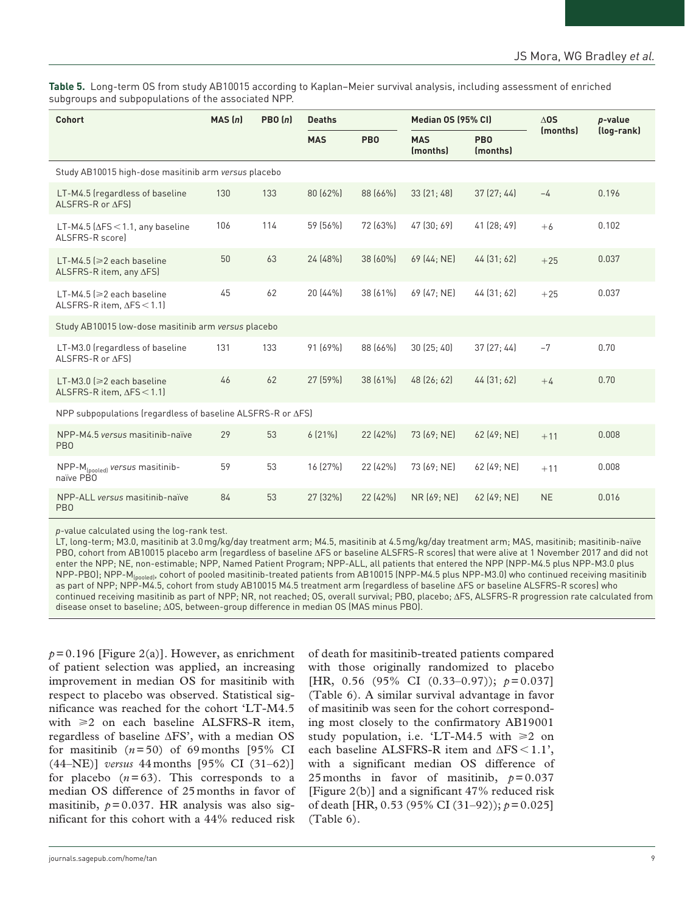**Table 5.** Long-term OS from study AB10015 according to Kaplan–Meier survival analysis, including assessment of enriched subgroups and subpopulations of the associated NPP.

| Cohort | MAS (*n*) | PBO (*n*) | Deaths | | Median OS (95% CI) | | ΔOS (months) | *p*-value (log-rank) |
|---|---|---|---|---|---|---|---|---|
| | | | MAS | PBO | MAS (months) | PBO (months) | | |
| Study AB10015 high-dose masitinib arm *versus* placebo | | | | | | | | |
| LT-M4.5 (regardless of baseline ALSFRS-R or ΔFS) | 130 | 133 | 80 (62%) | 88 (66%) | 33 (21; 48) | 37 (27; 44) | −4 | 0.196 |
| LT-M4.5 (ΔFS < 1.1, any baseline ALSFRS-R score) | 106 | 114 | 59 (56%) | 72 (63%) | 47 (30; 69) | 41 (28; 49) | +6 | 0.102 |
| LT-M4.5 (⩾2 each baseline ALSFRS-R item, any ΔFS) | 50 | 63 | 24 (48%) | 38 (60%) | 69 (44; NE) | 44 (31; 62) | +25 | 0.037 |
| LT-M4.5 (⩾2 each baseline ALSFRS-R item, ΔFS < 1.1) | 45 | 62 | 20 (44%) | 38 (61%) | 69 (47; NE) | 44 (31; 62) | +25 | 0.037 |
| Study AB10015 low-dose masitinib arm *versus* placebo | | | | | | | | |
| LT-M3.0 (regardless of baseline ALSFRS-R or ΔFS) | 131 | 133 | 91 (69%) | 88 (66%) | 30 (25; 40) | 37 (27; 44) | −7 | 0.70 |
| LT-M3.0 (⩾2 each baseline ALSFRS-R item, ΔFS < 1.1) | 46 | 62 | 27 (59%) | 38 (61%) | 48 (26; 62) | 44 (31; 62) | +4 | 0.70 |
| NPP subpopulations (regardless of baseline ALSFRS-R or ΔFS) | | | | | | | | |
| NPP-M4.5 *versus* masitinib-naïve PBO | 29 | 53 | 6 (21%) | 22 (42%) | 73 (69; NE) | 62 (49; NE) | +11 | 0.008 |
| NPP-$M_{(pooled)}$ *versus* masitinib-naïve PBO | 59 | 53 | 16 (27%) | 22 (42%) | 73 (69; NE) | 62 (49; NE) | +11 | 0.008 |
| NPP-ALL *versus* masitinib-naïve PBO | 84 | 53 | 27 (32%) | 22 (42%) | NR (69; NE) | 62 (49; NE) | NE | 0.016 |

*p*-value calculated using the log-rank test.
LT, long-term; M3.0, masitinib at 3.0 mg/kg/day treatment arm; M4.5, masitinib at 4.5 mg/kg/day treatment arm; MAS, masitinib; masitinib-naïve PBO, cohort from AB10015 placebo arm (regardless of baseline ΔFS or baseline ALSFRS-R scores) that were alive at 1 November 2017 and did not enter the NPP; NE, non-estimable; NPP, Named Patient Program; NPP-ALL, all patients that entered the NPP (NPP-M4.5 plus NPP-M3.0 plus NPP-PBO); NPP-$M_{(pooled)}$, cohort of pooled masitinib-treated patients from AB10015 (NPP-M4.5 plus NPP-M3.0) who continued receiving masitinib as part of NPP; NPP-M4.5, cohort from study AB10015 M4.5 treatment arm (regardless of baseline ΔFS or baseline ALSFRS-R scores) who continued receiving masitinib as part of NPP; NR, not reached; OS, overall survival; PBO, placebo; ΔFS, ALSFRS-R progression rate calculated from disease onset to baseline; ΔOS, between-group difference in median OS (MAS minus PBO).

$p = 0.196$ [Figure 2(a)]. However, as enrichment of patient selection was applied, an increasing improvement in median OS for masitinib with respect to placebo was observed. Statistical significance was reached for the cohort 'LT-M4.5 with ⩾2 on each baseline ALSFRS-R item, regardless of baseline ΔFS', with a median OS for masitinib ($n = 50$) of 69 months [95% CI (44–NE)] *versus* 44 months [95% CI (31–62)] for placebo ($n = 63$). This corresponds to a median OS difference of 25 months in favor of masitinib, $p = 0.037$. HR analysis was also significant for this cohort with a 44% reduced risk of death for masitinib-treated patients compared with those originally randomized to placebo [HR, 0.56 (95% CI (0.33–0.97)); $p = 0.037$] (Table 6). A similar survival advantage in favor of masitinib was seen for the cohort corresponding most closely to the confirmatory AB19001 study population, i.e. 'LT-M4.5 with ⩾2 on each baseline ALSFRS-R item and ΔFS < 1.1', with a significant median OS difference of 25 months in favor of masitinib, $p = 0.037$ [Figure 2(b)] and a significant 47% reduced risk of death [HR, 0.53 (95% CI (31–92)); $p = 0.025$] (Table 6).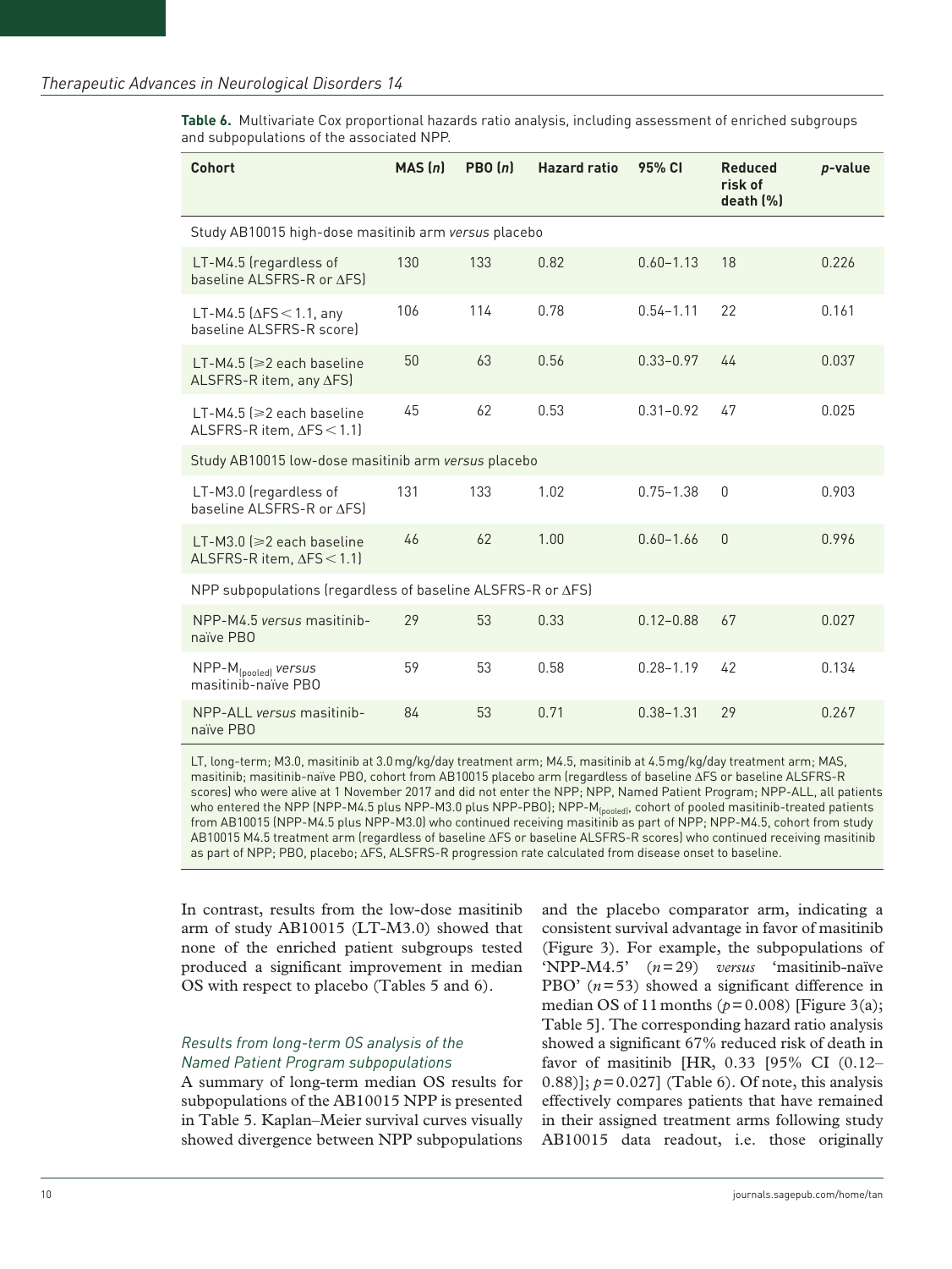**Table 6.** Multivariate Cox proportional hazards ratio analysis, including assessment of enriched subgroups and subpopulations of the associated NPP.

| Cohort | MAS (n) | PBO (n) | Hazard ratio | 95% CI | Reduced risk of death (%) | p-value |
|---|---|---|---|---|---|---|
| Study AB10015 high-dose masitinib arm *versus* placebo | | | | | | |
| LT-M4.5 (regardless of baseline ALSFRS-R or ΔFS) | 130 | 133 | 0.82 | 0.60–1.13 | 18 | 0.226 |
| LT-M4.5 (ΔFS < 1.1, any baseline ALSFRS-R score) | 106 | 114 | 0.78 | 0.54–1.11 | 22 | 0.161 |
| LT-M4.5 (⩾2 each baseline ALSFRS-R item, any ΔFS) | 50 | 63 | 0.56 | 0.33–0.97 | 44 | 0.037 |
| LT-M4.5 (⩾2 each baseline ALSFRS-R item, ΔFS < 1.1) | 45 | 62 | 0.53 | 0.31–0.92 | 47 | 0.025 |
| Study AB10015 low-dose masitinib arm *versus* placebo | | | | | | |
| LT-M3.0 (regardless of baseline ALSFRS-R or ΔFS) | 131 | 133 | 1.02 | 0.75–1.38 | 0 | 0.903 |
| LT-M3.0 (⩾2 each baseline ALSFRS-R item, ΔFS < 1.1) | 46 | 62 | 1.00 | 0.60–1.66 | 0 | 0.996 |
| NPP subpopulations (regardless of baseline ALSFRS-R or ΔFS) | | | | | | |
| NPP-M4.5 *versus* masitinib-naïve PBO | 29 | 53 | 0.33 | 0.12–0.88 | 67 | 0.027 |
| NPP-$M_{(pooled)}$ *versus* masitinib-naïve PBO | 59 | 53 | 0.58 | 0.28–1.19 | 42 | 0.134 |
| NPP-ALL *versus* masitinib-naïve PBO | 84 | 53 | 0.71 | 0.38–1.31 | 29 | 0.267 |

LT, long-term; M3.0, masitinib at 3.0 mg/kg/day treatment arm; M4.5, masitinib at 4.5 mg/kg/day treatment arm; MAS, masitinib; masitinib-naïve PBO, cohort from AB10015 placebo arm (regardless of baseline ΔFS or baseline ALSFRS-R scores) who were alive at 1 November 2017 and did not enter the NPP; NPP, Named Patient Program; NPP-ALL, all patients who entered the NPP (NPP-M4.5 plus NPP-M3.0 plus NPP-PBO); NPP-$M_{(pooled)}$, cohort of pooled masitinib-treated patients from AB10015 (NPP-M4.5 plus NPP-M3.0) who continued receiving masitinib as part of NPP; NPP-M4.5, cohort from study AB10015 M4.5 treatment arm (regardless of baseline ΔFS or baseline ALSFRS-R scores) who continued receiving masitinib as part of NPP; PBO, placebo; ΔFS, ALSFRS-R progression rate calculated from disease onset to baseline.

In contrast, results from the low-dose masitinib arm of study AB10015 (LT-M3.0) showed that none of the enriched patient subgroups tested produced a significant improvement in median OS with respect to placebo (Tables 5 and 6).

### *Results from long-term OS analysis of the Named Patient Program subpopulations*

A summary of long-term median OS results for subpopulations of the AB10015 NPP is presented in Table 5. Kaplan–Meier survival curves visually showed divergence between NPP subpopulations and the placebo comparator arm, indicating a consistent survival advantage in favor of masitinib (Figure 3). For example, the subpopulations of 'NPP-M4.5' ($n = 29$) *versus* 'masitinib-naïve PBO' ($n = 53$) showed a significant difference in median OS of 11 months ($p = 0.008$) [Figure 3(a); Table 5]. The corresponding hazard ratio analysis showed a significant 67% reduced risk of death in favor of masitinib [HR, 0.33 [95% CI (0.12–0.88)]; $p = 0.027$] (Table 6). Of note, this analysis effectively compares patients that have remained in their assigned treatment arms following study AB10015 data readout, i.e. those originally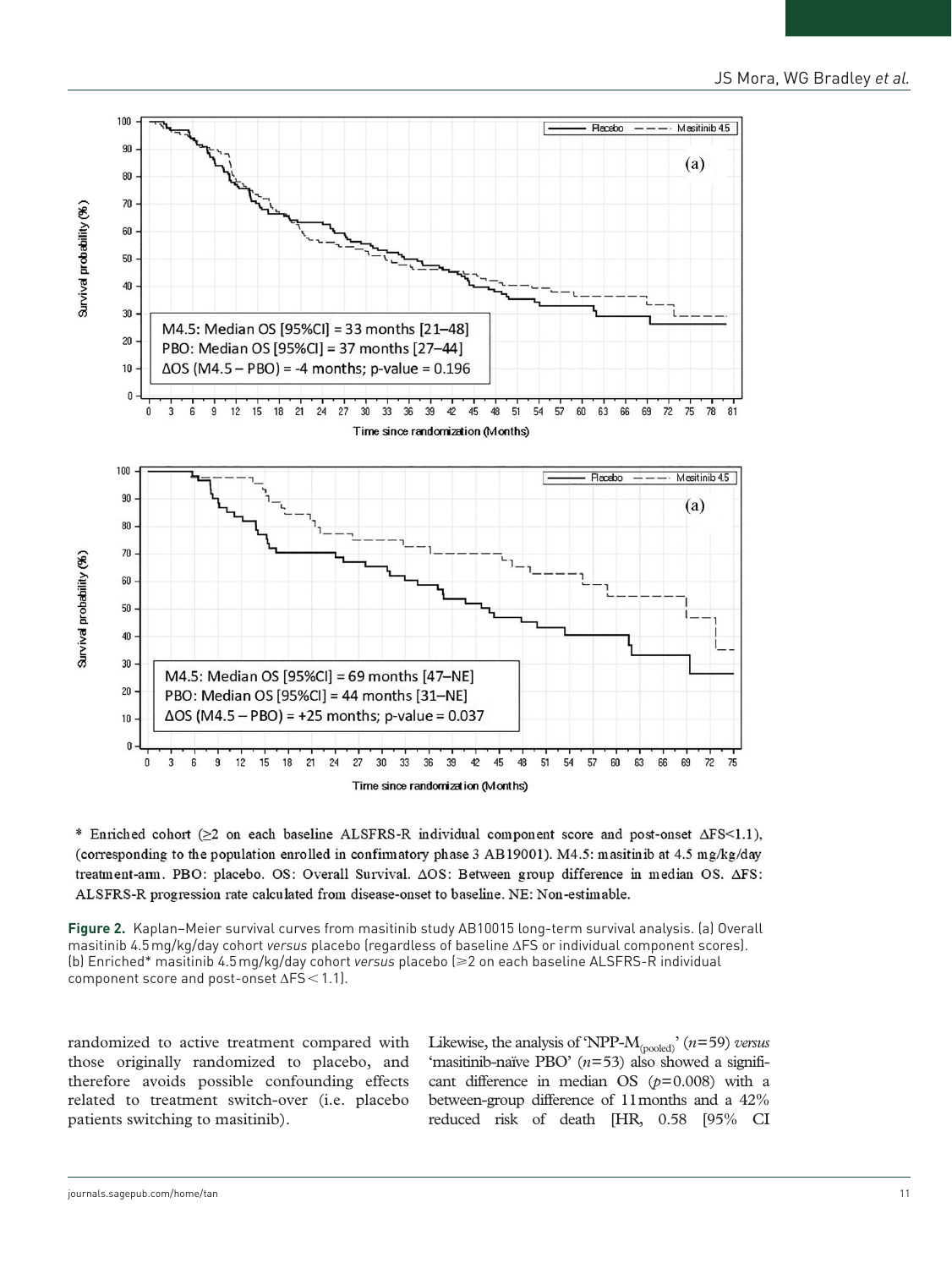M4.5: Median OS [95%CI] = 33 months [21–48]
PBO: Median OS [95%CI] = 37 months [27–44]
ΔOS (M4.5 – PBO) = -4 months; p-value = 0.196

M4.5: Median OS [95%CI] = 69 months [47–NE]
PBO: Median OS [95%CI] = 44 months [31–NE]
ΔOS (M4.5 – PBO) = +25 months; p-value = 0.037

\* Enriched cohort (≥2 on each baseline ALSFRS-R individual component score and post-onset ΔFS<1.1), (corresponding to the population enrolled in confirmatory phase 3 AB19001). M4.5: masitinib at 4.5 mg/kg/day treatment-arm. PBO: placebo. OS: Overall Survival. ΔOS: Between group difference in median OS. ΔFS: ALSFRS-R progression rate calculated from disease-onset to baseline. NE: Non-estimable.

**Figure 2.** Kaplan–Meier survival curves from masitinib study AB10015 long-term survival analysis. (a) Overall masitinib 4.5 mg/kg/day cohort *versus* placebo (regardless of baseline ΔFS or individual component scores). (b) Enriched\* masitinib 4.5 mg/kg/day cohort *versus* placebo (⩾2 on each baseline ALSFRS-R individual component score and post-onset ΔFS < 1.1).

randomized to active treatment compared with those originally randomized to placebo, and therefore avoids possible confounding effects related to treatment switch-over (i.e. placebo patients switching to masitinib).

Likewise, the analysis of 'NPP-$M_{(pooled)}$' ($n$=59) *versus* 'masitinib-naïve PBO' ($n$=53) also showed a significant difference in median OS ($p$=0.008) with a between-group difference of 11 months and a 42% reduced risk of death [HR, 0.58 [95% CI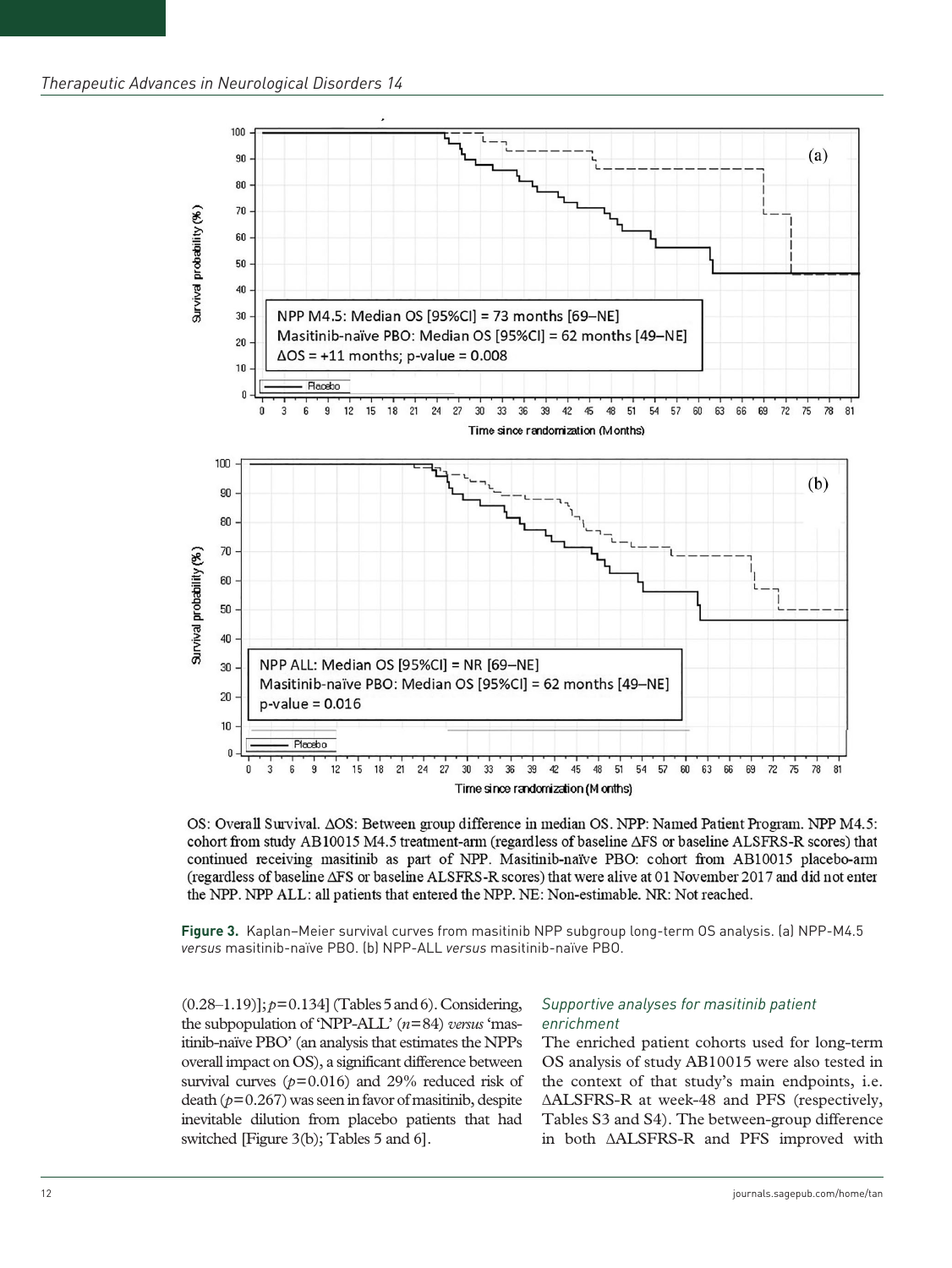OS: Overall Survival. ΔOS: Between group difference in median OS. NPP: Named Patient Program. NPP M4.5: cohort from study AB10015 M4.5 treatment-arm (regardless of baseline ΔFS or baseline ALSFRS-R scores) that continued receiving masitinib as part of NPP. Masitinib-naïve PBO: cohort from AB10015 placebo-arm (regardless of baseline ΔFS or baseline ALSFRS-R scores) that were alive at 01 November 2017 and did not enter the NPP. NPP ALL: all patients that entered the NPP. NE: Non-estimable. NR: Not reached.

**Figure 3.** Kaplan–Meier survival curves from masitinib NPP subgroup long-term OS analysis. (a) NPP-M4.5 *versus* masitinib-naïve PBO. (b) NPP-ALL *versus* masitinib-naïve PBO.

(0.28–1.19)]; $p = 0.134$] (Tables 5 and 6). Considering, the subpopulation of 'NPP-ALL' ($n = 84$) *versus* 'masitinib-naïve PBO' (an analysis that estimates the NPPs overall impact on OS), a significant difference between survival curves ($p = 0.016$) and 29% reduced risk of death ($p = 0.267$) was seen in favor of masitinib, despite inevitable dilution from placebo patients that had switched [Figure 3(b); Tables 5 and 6].

### *Supportive analyses for masitinib patient enrichment*

The enriched patient cohorts used for long-term OS analysis of study AB10015 were also tested in the context of that study's main endpoints, i.e. ΔALSFRS-R at week-48 and PFS (respectively, Tables S3 and S4). The between-group difference in both ΔALSFRS-R and PFS improved with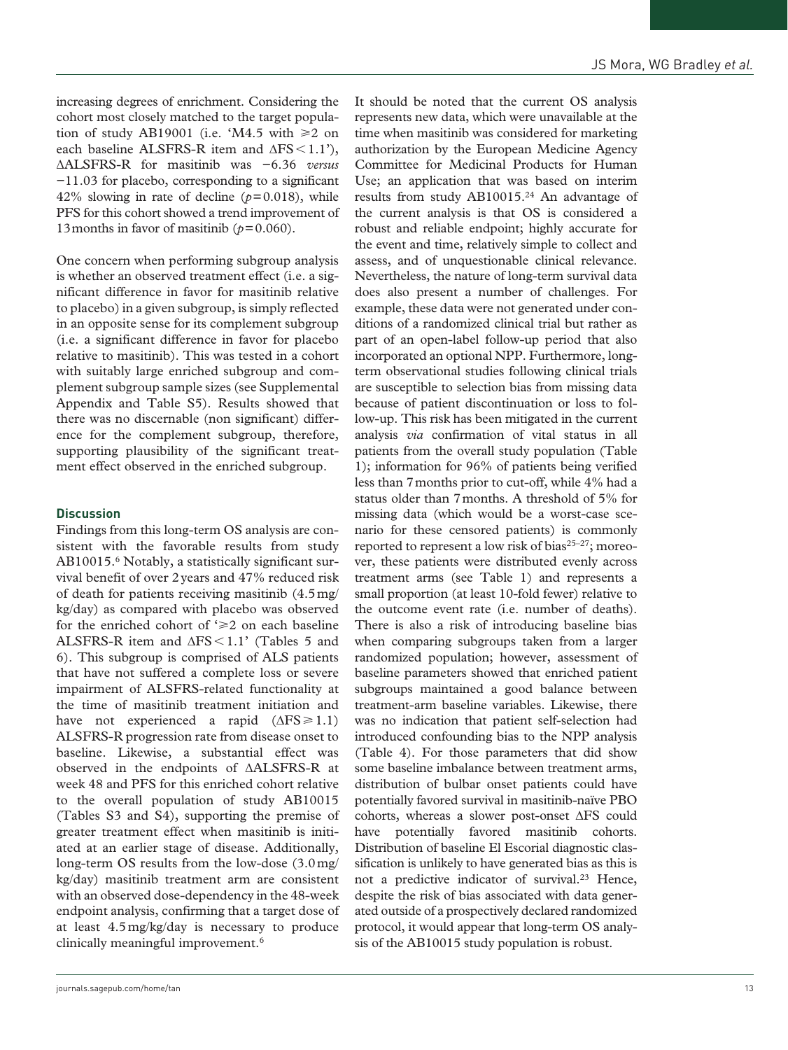increasing degrees of enrichment. Considering the cohort most closely matched to the target population of study AB19001 (i.e. 'M4.5 with $\geqslant$2 on each baseline ALSFRS-R item and $\Delta$FS $<$ 1.1'), $\Delta$ALSFRS-R for masitinib was −6.36 *versus* −11.03 for placebo, corresponding to a significant 42% slowing in rate of decline ($p = 0.018$), while PFS for this cohort showed a trend improvement of 13 months in favor of masitinib ($p = 0.060$).

One concern when performing subgroup analysis is whether an observed treatment effect (i.e. a significant difference in favor for masitinib relative to placebo) in a given subgroup, is simply reflected in an opposite sense for its complement subgroup (i.e. a significant difference in favor for placebo relative to masitinib). This was tested in a cohort with suitably large enriched subgroup and complement subgroup sample sizes (see Supplemental Appendix and Table S5). Results showed that there was no discernable (non significant) difference for the complement subgroup, therefore, supporting plausibility of the significant treatment effect observed in the enriched subgroup.

## Discussion

Findings from this long-term OS analysis are consistent with the favorable results from study AB10015.[6] Notably, a statistically significant survival benefit of over 2 years and 47% reduced risk of death for patients receiving masitinib (4.5 mg/kg/day) as compared with placebo was observed for the enriched cohort of '$\geqslant$2 on each baseline ALSFRS-R item and $\Delta$FS $<$ 1.1' (Tables 5 and 6). This subgroup is comprised of ALS patients that have not suffered a complete loss or severe impairment of ALSFRS-related functionality at the time of masitinib treatment initiation and have not experienced a rapid ($\Delta$FS $\geqslant$ 1.1) ALSFRS-R progression rate from disease onset to baseline. Likewise, a substantial effect was observed in the endpoints of $\Delta$ALSFRS-R at week 48 and PFS for this enriched cohort relative to the overall population of study AB10015 (Tables S3 and S4), supporting the premise of greater treatment effect when masitinib is initiated at an earlier stage of disease. Additionally, long-term OS results from the low-dose (3.0 mg/kg/day) masitinib treatment arm are consistent with an observed dose-dependency in the 48-week endpoint analysis, confirming that a target dose of at least 4.5 mg/kg/day is necessary to produce clinically meaningful improvement.[6]

It should be noted that the current OS analysis represents new data, which were unavailable at the time when masitinib was considered for marketing authorization by the European Medicine Agency Committee for Medicinal Products for Human Use; an application that was based on interim results from study AB10015.[24] An advantage of the current analysis is that OS is considered a robust and reliable endpoint; highly accurate for the event and time, relatively simple to collect and assess, and of unquestionable clinical relevance. Nevertheless, the nature of long-term survival data does also present a number of challenges. For example, these data were not generated under conditions of a randomized clinical trial but rather as part of an open-label follow-up period that also incorporated an optional NPP. Furthermore, long-term observational studies following clinical trials are susceptible to selection bias from missing data because of patient discontinuation or loss to follow-up. This risk has been mitigated in the current analysis *via* confirmation of vital status in all patients from the overall study population (Table 1); information for 96% of patients being verified less than 7 months prior to cut-off, while 4% had a status older than 7 months. A threshold of 5% for missing data (which would be a worst-case scenario for these censored patients) is commonly reported to represent a low risk of bias[25–27]; moreover, these patients were distributed evenly across treatment arms (see Table 1) and represents a small proportion (at least 10-fold fewer) relative to the outcome event rate (i.e. number of deaths). There is also a risk of introducing baseline bias when comparing subgroups taken from a larger randomized population; however, assessment of baseline parameters showed that enriched patient subgroups maintained a good balance between treatment-arm baseline variables. Likewise, there was no indication that patient self-selection had introduced confounding bias to the NPP analysis (Table 4). For those parameters that did show some baseline imbalance between treatment arms, distribution of bulbar onset patients could have potentially favored survival in masitinib-naïve PBO cohorts, whereas a slower post-onset $\Delta$FS could have potentially favored masitinib cohorts. Distribution of baseline El Escorial diagnostic classification is unlikely to have generated bias as this is not a predictive indicator of survival.[23] Hence, despite the risk of bias associated with data generated outside of a prospectively declared randomized protocol, it would appear that long-term OS analysis of the AB10015 study population is robust.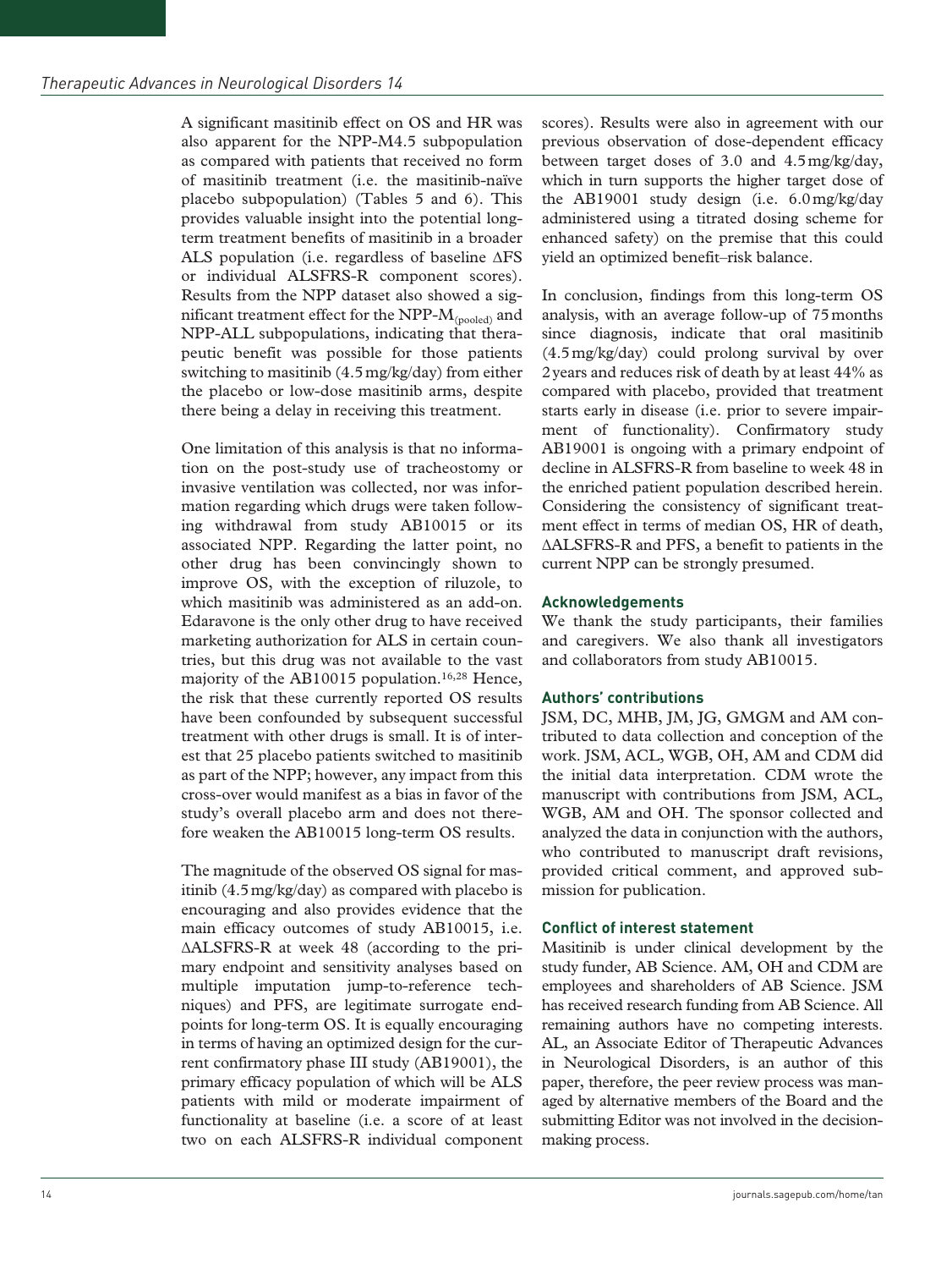A significant masitinib effect on OS and HR was also apparent for the NPP-M4.5 subpopulation as compared with patients that received no form of masitinib treatment (i.e. the masitinib-naïve placebo subpopulation) (Tables 5 and 6). This provides valuable insight into the potential long-term treatment benefits of masitinib in a broader ALS population (i.e. regardless of baseline ΔFS or individual ALSFRS-R component scores). Results from the NPP dataset also showed a significant treatment effect for the NPP-$M_{(pooled)}$ and NPP-ALL subpopulations, indicating that therapeutic benefit was possible for those patients switching to masitinib (4.5 mg/kg/day) from either the placebo or low-dose masitinib arms, despite there being a delay in receiving this treatment.

One limitation of this analysis is that no information on the post-study use of tracheostomy or invasive ventilation was collected, nor was information regarding which drugs were taken following withdrawal from study AB10015 or its associated NPP. Regarding the latter point, no other drug has been convincingly shown to improve OS, with the exception of riluzole, to which masitinib was administered as an add-on. Edaravone is the only other drug to have received marketing authorization for ALS in certain countries, but this drug was not available to the vast majority of the AB10015 population.[16,28] Hence, the risk that these currently reported OS results have been confounded by subsequent successful treatment with other drugs is small. It is of interest that 25 placebo patients switched to masitinib as part of the NPP; however, any impact from this cross-over would manifest as a bias in favor of the study's overall placebo arm and does not therefore weaken the AB10015 long-term OS results.

The magnitude of the observed OS signal for masitinib (4.5 mg/kg/day) as compared with placebo is encouraging and also provides evidence that the main efficacy outcomes of study AB10015, i.e. ΔALSFRS-R at week 48 (according to the primary endpoint and sensitivity analyses based on multiple imputation jump-to-reference techniques) and PFS, are legitimate surrogate endpoints for long-term OS. It is equally encouraging in terms of having an optimized design for the current confirmatory phase III study (AB19001), the primary efficacy population of which will be ALS patients with mild or moderate impairment of functionality at baseline (i.e. a score of at least two on each ALSFRS-R individual component scores). Results were also in agreement with our previous observation of dose-dependent efficacy between target doses of 3.0 and 4.5 mg/kg/day, which in turn supports the higher target dose of the AB19001 study design (i.e. 6.0 mg/kg/day administered using a titrated dosing scheme for enhanced safety) on the premise that this could yield an optimized benefit–risk balance.

In conclusion, findings from this long-term OS analysis, with an average follow-up of 75 months since diagnosis, indicate that oral masitinib (4.5 mg/kg/day) could prolong survival by over 2 years and reduces risk of death by at least 44% as compared with placebo, provided that treatment starts early in disease (i.e. prior to severe impairment of functionality). Confirmatory study AB19001 is ongoing with a primary endpoint of decline in ALSFRS-R from baseline to week 48 in the enriched patient population described herein. Considering the consistency of significant treatment effect in terms of median OS, HR of death, ΔALSFRS-R and PFS, a benefit to patients in the current NPP can be strongly presumed.

## Acknowledgements

We thank the study participants, their families and caregivers. We also thank all investigators and collaborators from study AB10015.

## Authors' contributions

JSM, DC, MHB, JM, JG, GMGM and AM contributed to data collection and conception of the work. JSM, ACL, WGB, OH, AM and CDM did the initial data interpretation. CDM wrote the manuscript with contributions from JSM, ACL, WGB, AM and OH. The sponsor collected and analyzed the data in conjunction with the authors, who contributed to manuscript draft revisions, provided critical comment, and approved submission for publication.

## Conflict of interest statement

Masitinib is under clinical development by the study funder, AB Science. AM, OH and CDM are employees and shareholders of AB Science. JSM has received research funding from AB Science. All remaining authors have no competing interests. AL, an Associate Editor of Therapeutic Advances in Neurological Disorders, is an author of this paper, therefore, the peer review process was managed by alternative members of the Board and the submitting Editor was not involved in the decision-making process.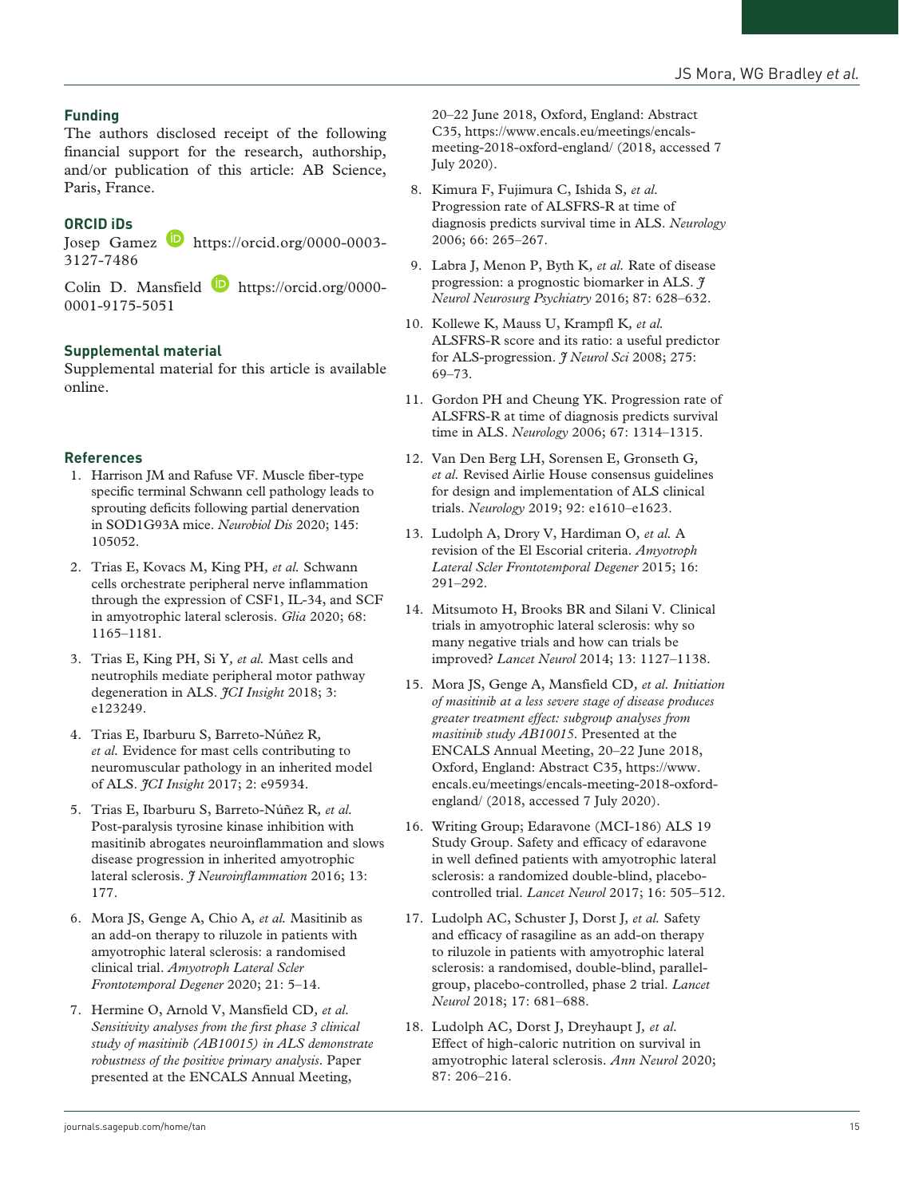## Funding

The authors disclosed receipt of the following financial support for the research, authorship, and/or publication of this article: AB Science, Paris, France.

## ORCID iDs

Josep Gamez https://orcid.org/0000-0003-3127-7486

Colin D. Mansfield https://orcid.org/0000-0001-9175-5051

## Supplemental material

Supplemental material for this article is available online.

## References

1. Harrison JM and Rafuse VF. Muscle fiber-type specific terminal Schwann cell pathology leads to sprouting deficits following partial denervation in SOD1G93A mice. *Neurobiol Dis* 2020; 145: 105052.
2. Trias E, Kovacs M, King PH, *et al.* Schwann cells orchestrate peripheral nerve inflammation through the expression of CSF1, IL-34, and SCF in amyotrophic lateral sclerosis. *Glia* 2020; 68: 1165–1181.
3. Trias E, King PH, Si Y, *et al.* Mast cells and neutrophils mediate peripheral motor pathway degeneration in ALS. *JCI Insight* 2018; 3: e123249.
4. Trias E, Ibarburu S, Barreto-Núñez R, *et al.* Evidence for mast cells contributing to neuromuscular pathology in an inherited model of ALS. *JCI Insight* 2017; 2: e95934.
5. Trias E, Ibarburu S, Barreto-Núñez R, *et al.* Post-paralysis tyrosine kinase inhibition with masitinib abrogates neuroinflammation and slows disease progression in inherited amyotrophic lateral sclerosis. *J Neuroinflammation* 2016; 13: 177.
6. Mora JS, Genge A, Chio A, *et al.* Masitinib as an add-on therapy to riluzole in patients with amyotrophic lateral sclerosis: a randomised clinical trial. *Amyotroph Lateral Scler Frontotemporal Degener* 2020; 21: 5–14.
7. Hermine O, Arnold V, Mansfield CD, *et al.* *Sensitivity analyses from the first phase 3 clinical study of masitinib (AB10015) in ALS demonstrate robustness of the positive primary analysis*. Paper presented at the ENCALS Annual Meeting, 20–22 June 2018, Oxford, England: Abstract C35, https://www.encals.eu/meetings/encals-meeting-2018-oxford-england/ (2018, accessed 7 July 2020).
8. Kimura F, Fujimura C, Ishida S, *et al.* Progression rate of ALSFRS-R at time of diagnosis predicts survival time in ALS. *Neurology* 2006; 66: 265–267.
9. Labra J, Menon P, Byth K, *et al.* Rate of disease progression: a prognostic biomarker in ALS. *J Neurol Neurosurg Psychiatry* 2016; 87: 628–632.
10. Kollewe K, Mauss U, Krampfl K, *et al.* ALSFRS-R score and its ratio: a useful predictor for ALS-progression. *J Neurol Sci* 2008; 275: 69–73.
11. Gordon PH and Cheung YK. Progression rate of ALSFRS-R at time of diagnosis predicts survival time in ALS. *Neurology* 2006; 67: 1314–1315.
12. Van Den Berg LH, Sorensen E, Gronseth G, *et al.* Revised Airlie House consensus guidelines for design and implementation of ALS clinical trials. *Neurology* 2019; 92: e1610–e1623.
13. Ludolph A, Drory V, Hardiman O, *et al.* A revision of the El Escorial criteria. *Amyotroph Lateral Scler Frontotemporal Degener* 2015; 16: 291–292.
14. Mitsumoto H, Brooks BR and Silani V. Clinical trials in amyotrophic lateral sclerosis: why so many negative trials and how can trials be improved? *Lancet Neurol* 2014; 13: 1127–1138.
15. Mora JS, Genge A, Mansfield CD, *et al.* *Initiation of masitinib at a less severe stage of disease produces greater treatment effect: subgroup analyses from masitinib study AB10015.* Presented at the ENCALS Annual Meeting, 20–22 June 2018, Oxford, England: Abstract C35, https://www.encals.eu/meetings/encals-meeting-2018-oxford-england/ (2018, accessed 7 July 2020).
16. Writing Group; Edaravone (MCI-186) ALS 19 Study Group. Safety and efficacy of edaravone in well defined patients with amyotrophic lateral sclerosis: a randomized double-blind, placebo-controlled trial. *Lancet Neurol* 2017; 16: 505–512.
17. Ludolph AC, Schuster J, Dorst J, *et al.* Safety and efficacy of rasagiline as an add-on therapy to riluzole in patients with amyotrophic lateral sclerosis: a randomised, double-blind, parallel-group, placebo-controlled, phase 2 trial. *Lancet Neurol* 2018; 17: 681–688.
18. Ludolph AC, Dorst J, Dreyhaupt J, *et al.* Effect of high-caloric nutrition on survival in amyotrophic lateral sclerosis. *Ann Neurol* 2020; 87: 206–216.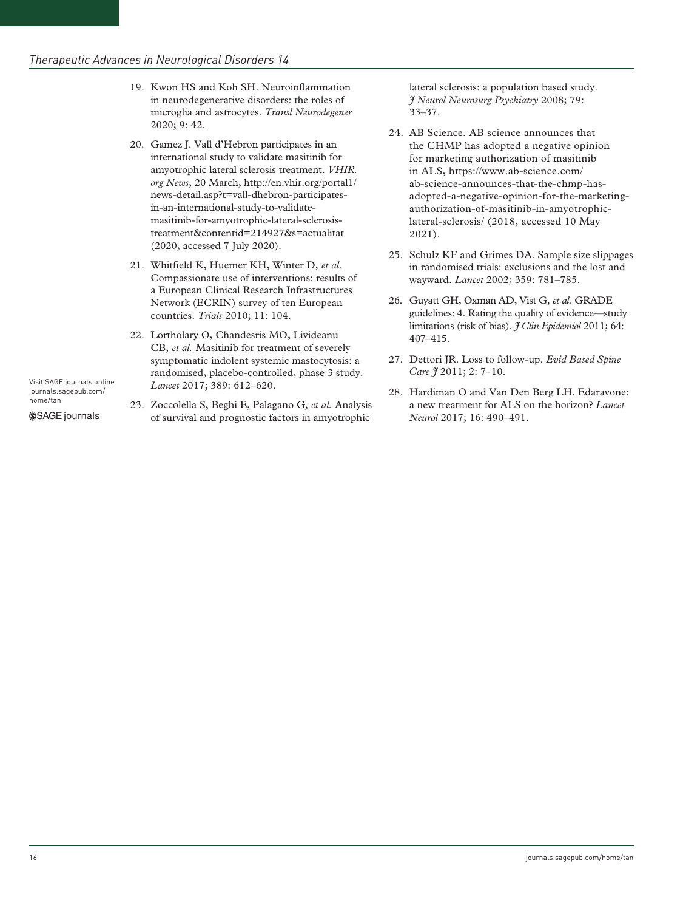19. Kwon HS and Koh SH. Neuroinflammation in neurodegenerative disorders: the roles of microglia and astrocytes. *Transl Neurodegener* 2020; 9: 42.

20. Gamez J. Vall d'Hebron participates in an international study to validate masitinib for amyotrophic lateral sclerosis treatment. *VHIR.org News*, 20 March, http://en.vhir.org/portal1/news-detail.asp?t=vall-dhebron-participates-in-an-international-study-to-validate-masitinib-for-amyotrophic-lateral-sclerosis-treatment&contentid=214927&s=actualitat (2020, accessed 7 July 2020).

21. Whitfield K, Huemer KH, Winter D*, et al.* Compassionate use of interventions: results of a European Clinical Research Infrastructures Network (ECRIN) survey of ten European countries. *Trials* 2010; 11: 104.

22. Lortholary O, Chandesris MO, Livideanu CB*, et al.* Masitinib for treatment of severely symptomatic indolent systemic mastocytosis: a randomised, placebo-controlled, phase 3 study. *Lancet* 2017; 389: 612–620.

23. Zoccolella S, Beghi E, Palagano G*, et al.* Analysis of survival and prognostic factors in amyotrophic lateral sclerosis: a population based study. *J Neurol Neurosurg Psychiatry* 2008; 79: 33–37.

24. AB Science. AB science announces that the CHMP has adopted a negative opinion for marketing authorization of masitinib in ALS, https://www.ab-science.com/ab-science-announces-that-the-chmp-has-adopted-a-negative-opinion-for-the-marketing-authorization-of-masitinib-in-amyotrophic-lateral-sclerosis/ (2018, accessed 10 May 2021).

25. Schulz KF and Grimes DA. Sample size slippages in randomised trials: exclusions and the lost and wayward. *Lancet* 2002; 359: 781–785.

26. Guyatt GH, Oxman AD, Vist G*, et al.* GRADE guidelines: 4. Rating the quality of evidence—study limitations (risk of bias). *J Clin Epidemiol* 2011; 64: 407–415.

27. Dettori JR. Loss to follow-up. *Evid Based Spine Care J* 2011; 2: 7–10.

28. Hardiman O and Van Den Berg LH. Edaravone: a new treatment for ALS on the horizon? *Lancet Neurol* 2017; 16: 490–491.

Visit SAGE journals online journals.sagepub.com/home/tan

SAGE journals